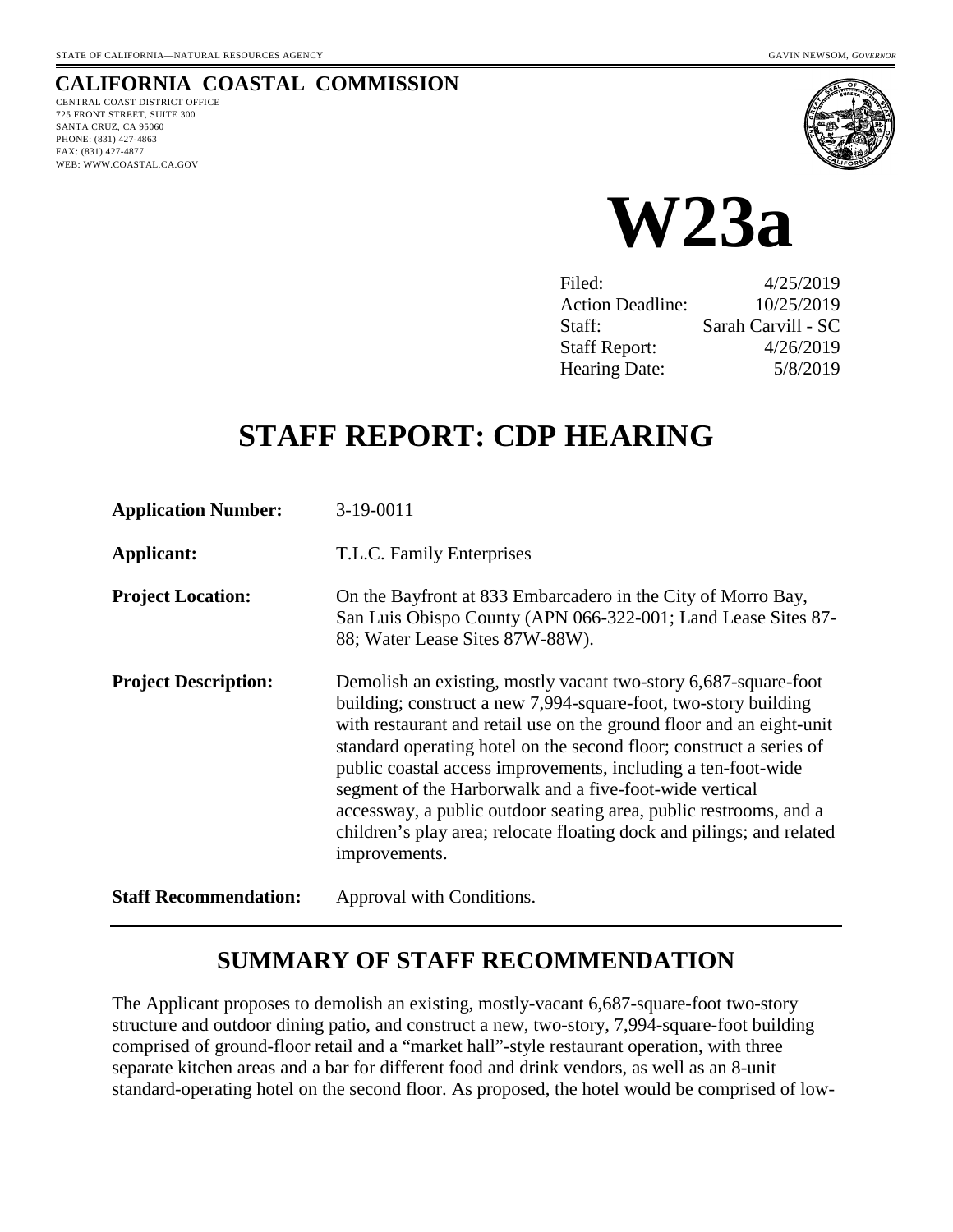STATE OF CALIFORNIA—NATURAL RESOURCES AGENCY GAVIN NEWSOM, *GOVERNOR*

# CALIFORNIA COASTAL COMMISSION

CENTRAL COAST DISTRICT OFFICE
725 FRONT STREET, SUITE 300
SANTA CRUZ, CA 95060
PHONE: (831) 427-4863
FAX: (831) 427-4877
WEB: WWW.COASTAL.CA.GOV

# W23a

| | |
|---|---|
| Filed: | 4/25/2019 |
| Action Deadline: | 10/25/2019 |
| Staff: | Sarah Carvill - SC |
| Staff Report: | 4/26/2019 |
| Hearing Date: | 5/8/2019 |

# STAFF REPORT: CDP HEARING

**Application Number:** 3-19-0011

**Applicant:** T.L.C. Family Enterprises

**Project Location:** On the Bayfront at 833 Embarcadero in the City of Morro Bay, San Luis Obispo County (APN 066-322-001; Land Lease Sites 87-88; Water Lease Sites 87W-88W).

**Project Description:** Demolish an existing, mostly vacant two-story 6,687-square-foot building; construct a new 7,994-square-foot, two-story building with restaurant and retail use on the ground floor and an eight-unit standard operating hotel on the second floor; construct a series of public coastal access improvements, including a ten-foot-wide segment of the Harborwalk and a five-foot-wide vertical accessway, a public outdoor seating area, public restrooms, and a children's play area; relocate floating dock and pilings; and related improvements.

**Staff Recommendation:** Approval with Conditions.

## SUMMARY OF STAFF RECOMMENDATION

The Applicant proposes to demolish an existing, mostly-vacant 6,687-square-foot two-story structure and outdoor dining patio, and construct a new, two-story, 7,994-square-foot building comprised of ground-floor retail and a "market hall"-style restaurant operation, with three separate kitchen areas and a bar for different food and drink vendors, as well as an 8-unit standard-operating hotel on the second floor. As proposed, the hotel would be comprised of low-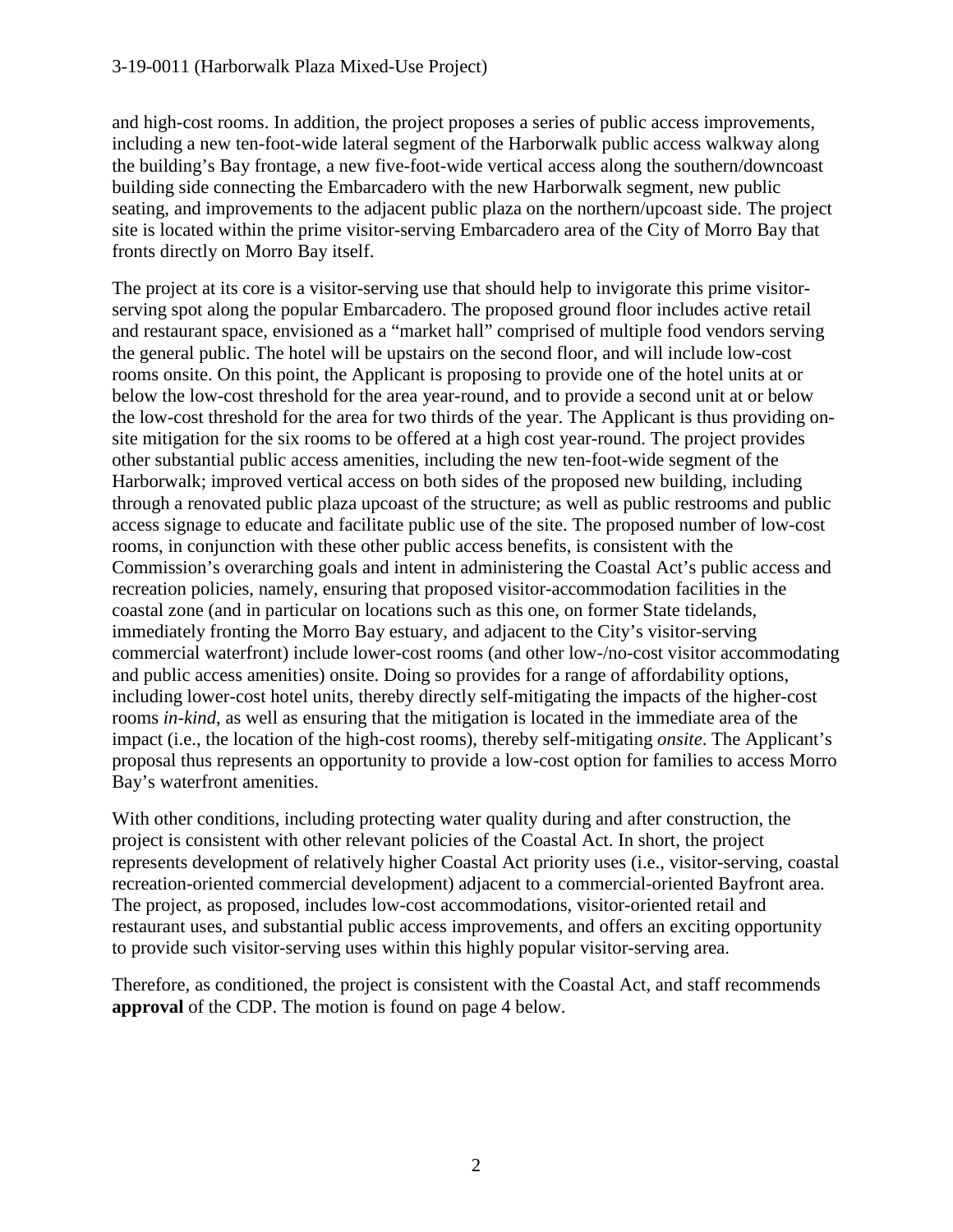and high-cost rooms. In addition, the project proposes a series of public access improvements, including a new ten-foot-wide lateral segment of the Harborwalk public access walkway along the building's Bay frontage, a new five-foot-wide vertical access along the southern/downcoast building side connecting the Embarcadero with the new Harborwalk segment, new public seating, and improvements to the adjacent public plaza on the northern/upcoast side. The project site is located within the prime visitor-serving Embarcadero area of the City of Morro Bay that fronts directly on Morro Bay itself.

The project at its core is a visitor-serving use that should help to invigorate this prime visitor-serving spot along the popular Embarcadero. The proposed ground floor includes active retail and restaurant space, envisioned as a "market hall" comprised of multiple food vendors serving the general public. The hotel will be upstairs on the second floor, and will include low-cost rooms onsite. On this point, the Applicant is proposing to provide one of the hotel units at or below the low-cost threshold for the area year-round, and to provide a second unit at or below the low-cost threshold for the area for two thirds of the year. The Applicant is thus providing on-site mitigation for the six rooms to be offered at a high cost year-round. The project provides other substantial public access amenities, including the new ten-foot-wide segment of the Harborwalk; improved vertical access on both sides of the proposed new building, including through a renovated public plaza upcoast of the structure; as well as public restrooms and public access signage to educate and facilitate public use of the site. The proposed number of low-cost rooms, in conjunction with these other public access benefits, is consistent with the Commission's overarching goals and intent in administering the Coastal Act's public access and recreation policies, namely, ensuring that proposed visitor-accommodation facilities in the coastal zone (and in particular on locations such as this one, on former State tidelands, immediately fronting the Morro Bay estuary, and adjacent to the City's visitor-serving commercial waterfront) include lower-cost rooms (and other low-/no-cost visitor accommodating and public access amenities) onsite. Doing so provides for a range of affordability options, including lower-cost hotel units, thereby directly self-mitigating the impacts of the higher-cost rooms *in-kind*, as well as ensuring that the mitigation is located in the immediate area of the impact (i.e., the location of the high-cost rooms), thereby self-mitigating *onsite*. The Applicant's proposal thus represents an opportunity to provide a low-cost option for families to access Morro Bay's waterfront amenities.

With other conditions, including protecting water quality during and after construction, the project is consistent with other relevant policies of the Coastal Act. In short, the project represents development of relatively higher Coastal Act priority uses (i.e., visitor-serving, coastal recreation-oriented commercial development) adjacent to a commercial-oriented Bayfront area. The project, as proposed, includes low-cost accommodations, visitor-oriented retail and restaurant uses, and substantial public access improvements, and offers an exciting opportunity to provide such visitor-serving uses within this highly popular visitor-serving area.

Therefore, as conditioned, the project is consistent with the Coastal Act, and staff recommends **approval** of the CDP. The motion is found on page 4 below.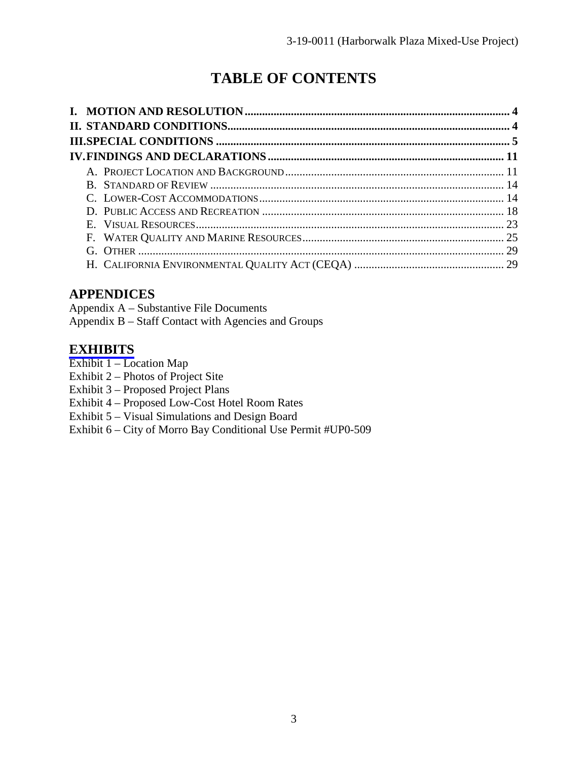# TABLE OF CONTENTS

**I. MOTION AND RESOLUTION** .......... **4**
**II. STANDARD CONDITIONS** .......... **4**
**III. SPECIAL CONDITIONS** .......... **5**
**IV. FINDINGS AND DECLARATIONS** .......... **11**

- A. PROJECT LOCATION AND BACKGROUND .......... 11
- B. STANDARD OF REVIEW .......... 14
- C. LOWER-COST ACCOMMODATIONS .......... 14
- D. PUBLIC ACCESS AND RECREATION .......... 18
- E. VISUAL RESOURCES .......... 23
- F. WATER QUALITY AND MARINE RESOURCES .......... 25
- G. OTHER .......... 29
- H. CALIFORNIA ENVIRONMENTAL QUALITY ACT (CEQA) .......... 29

## APPENDICES

Appendix A – Substantive File Documents
Appendix B – Staff Contact with Agencies and Groups

## EXHIBITS

Exhibit 1 – Location Map
Exhibit 2 – Photos of Project Site
Exhibit 3 – Proposed Project Plans
Exhibit 4 – Proposed Low-Cost Hotel Room Rates
Exhibit 5 – Visual Simulations and Design Board
Exhibit 6 – City of Morro Bay Conditional Use Permit #UP0-509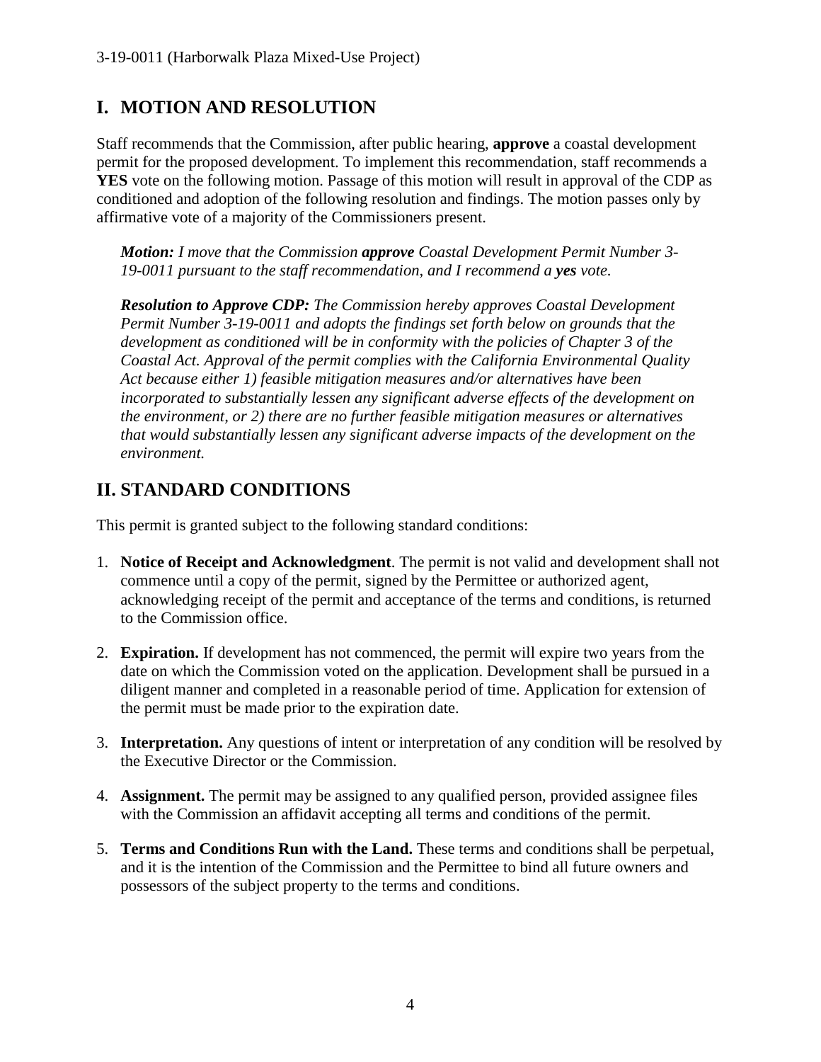## I. MOTION AND RESOLUTION

Staff recommends that the Commission, after public hearing, **approve** a coastal development permit for the proposed development. To implement this recommendation, staff recommends a **YES** vote on the following motion. Passage of this motion will result in approval of the CDP as conditioned and adoption of the following resolution and findings. The motion passes only by affirmative vote of a majority of the Commissioners present.

> ***Motion:*** *I move that the Commission* ***approve*** *Coastal Development Permit Number 3-19-0011 pursuant to the staff recommendation, and I recommend a* ***yes*** *vote.*
>
> ***Resolution to Approve CDP:*** *The Commission hereby approves Coastal Development Permit Number 3-19-0011 and adopts the findings set forth below on grounds that the development as conditioned will be in conformity with the policies of Chapter 3 of the Coastal Act. Approval of the permit complies with the California Environmental Quality Act because either 1) feasible mitigation measures and/or alternatives have been incorporated to substantially lessen any significant adverse effects of the development on the environment, or 2) there are no further feasible mitigation measures or alternatives that would substantially lessen any significant adverse impacts of the development on the environment.*

## II. STANDARD CONDITIONS

This permit is granted subject to the following standard conditions:

1. **Notice of Receipt and Acknowledgment**. The permit is not valid and development shall not commence until a copy of the permit, signed by the Permittee or authorized agent, acknowledging receipt of the permit and acceptance of the terms and conditions, is returned to the Commission office.

2. **Expiration.** If development has not commenced, the permit will expire two years from the date on which the Commission voted on the application. Development shall be pursued in a diligent manner and completed in a reasonable period of time. Application for extension of the permit must be made prior to the expiration date.

3. **Interpretation.** Any questions of intent or interpretation of any condition will be resolved by the Executive Director or the Commission.

4. **Assignment.** The permit may be assigned to any qualified person, provided assignee files with the Commission an affidavit accepting all terms and conditions of the permit.

5. **Terms and Conditions Run with the Land.** These terms and conditions shall be perpetual, and it is the intention of the Commission and the Permittee to bind all future owners and possessors of the subject property to the terms and conditions.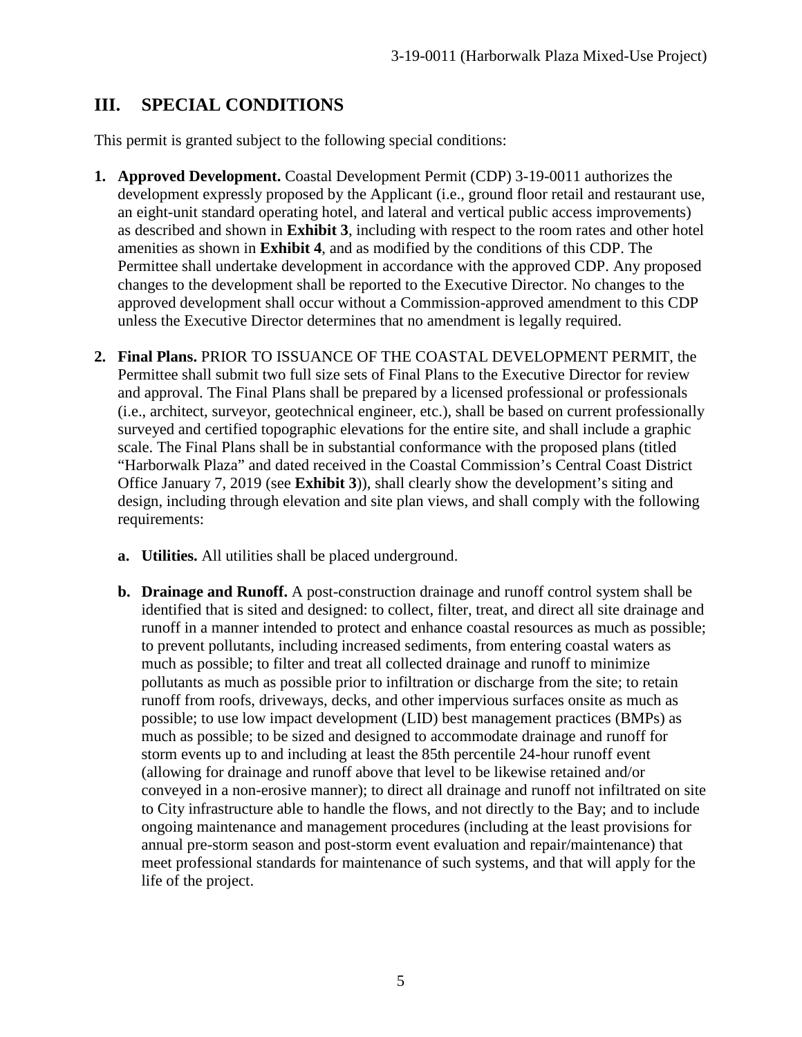## III. SPECIAL CONDITIONS

This permit is granted subject to the following special conditions:

1. **Approved Development.** Coastal Development Permit (CDP) 3-19-0011 authorizes the development expressly proposed by the Applicant (i.e., ground floor retail and restaurant use, an eight-unit standard operating hotel, and lateral and vertical public access improvements) as described and shown in **Exhibit 3**, including with respect to the room rates and other hotel amenities as shown in **Exhibit 4**, and as modified by the conditions of this CDP. The Permittee shall undertake development in accordance with the approved CDP. Any proposed changes to the development shall be reported to the Executive Director. No changes to the approved development shall occur without a Commission-approved amendment to this CDP unless the Executive Director determines that no amendment is legally required.

2. **Final Plans.** PRIOR TO ISSUANCE OF THE COASTAL DEVELOPMENT PERMIT, the Permittee shall submit two full size sets of Final Plans to the Executive Director for review and approval. The Final Plans shall be prepared by a licensed professional or professionals (i.e., architect, surveyor, geotechnical engineer, etc.), shall be based on current professionally surveyed and certified topographic elevations for the entire site, and shall include a graphic scale. The Final Plans shall be in substantial conformance with the proposed plans (titled "Harborwalk Plaza" and dated received in the Coastal Commission's Central Coast District Office January 7, 2019 (see **Exhibit 3**)), shall clearly show the development's siting and design, including through elevation and site plan views, and shall comply with the following requirements:

   a. **Utilities.** All utilities shall be placed underground.

   b. **Drainage and Runoff.** A post-construction drainage and runoff control system shall be identified that is sited and designed: to collect, filter, treat, and direct all site drainage and runoff in a manner intended to protect and enhance coastal resources as much as possible; to prevent pollutants, including increased sediments, from entering coastal waters as much as possible; to filter and treat all collected drainage and runoff to minimize pollutants as much as possible prior to infiltration or discharge from the site; to retain runoff from roofs, driveways, decks, and other impervious surfaces onsite as much as possible; to use low impact development (LID) best management practices (BMPs) as much as possible; to be sized and designed to accommodate drainage and runoff for storm events up to and including at least the 85th percentile 24-hour runoff event (allowing for drainage and runoff above that level to be likewise retained and/or conveyed in a non-erosive manner); to direct all drainage and runoff not infiltrated on site to City infrastructure able to handle the flows, and not directly to the Bay; and to include ongoing maintenance and management procedures (including at the least provisions for annual pre-storm season and post-storm event evaluation and repair/maintenance) that meet professional standards for maintenance of such systems, and that will apply for the life of the project.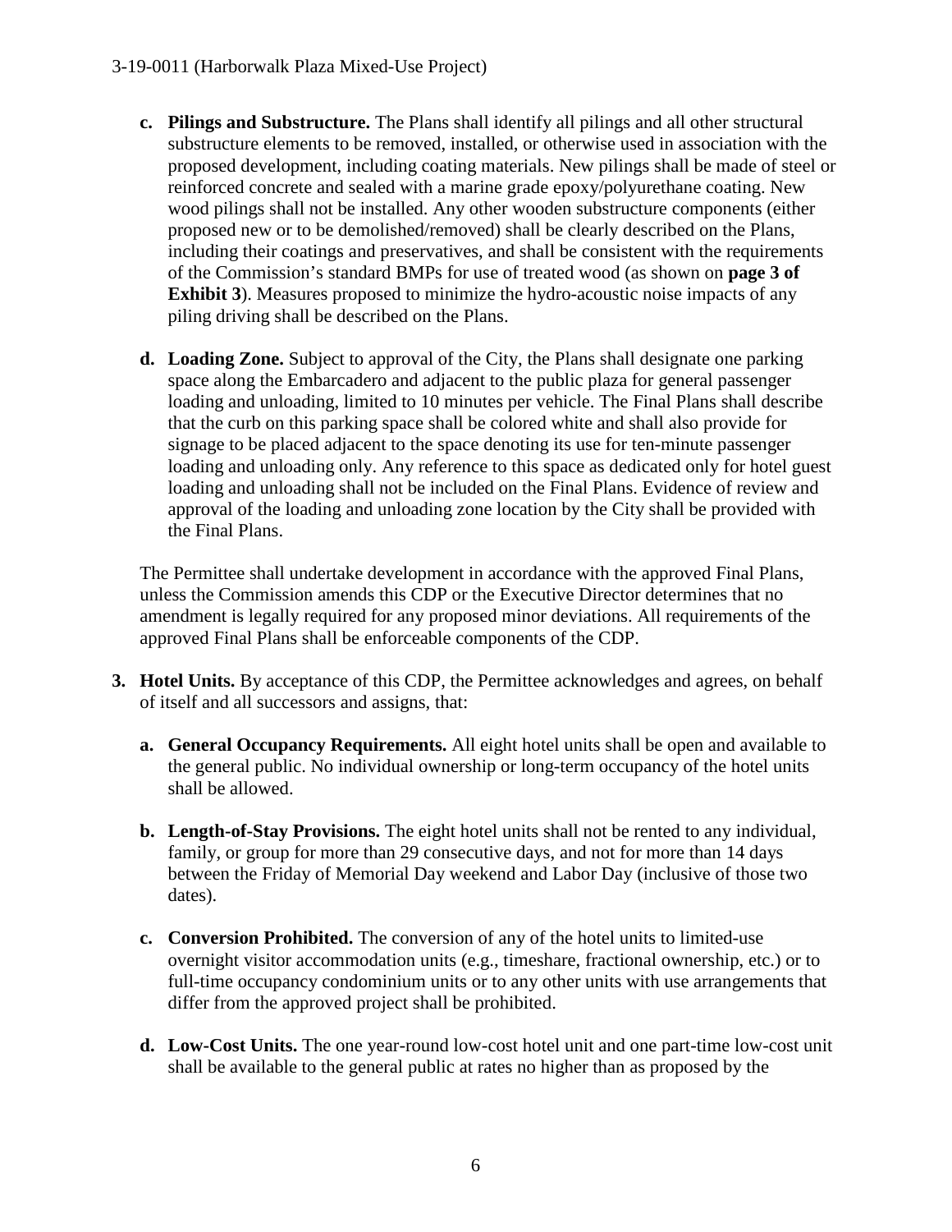- **c. Pilings and Substructure.** The Plans shall identify all pilings and all other structural substructure elements to be removed, installed, or otherwise used in association with the proposed development, including coating materials. New pilings shall be made of steel or reinforced concrete and sealed with a marine grade epoxy/polyurethane coating. New wood pilings shall not be installed. Any other wooden substructure components (either proposed new or to be demolished/removed) shall be clearly described on the Plans, including their coatings and preservatives, and shall be consistent with the requirements of the Commission's standard BMPs for use of treated wood (as shown on **page 3 of Exhibit 3**). Measures proposed to minimize the hydro-acoustic noise impacts of any piling driving shall be described on the Plans.

- **d. Loading Zone.** Subject to approval of the City, the Plans shall designate one parking space along the Embarcadero and adjacent to the public plaza for general passenger loading and unloading, limited to 10 minutes per vehicle. The Final Plans shall describe that the curb on this parking space shall be colored white and shall also provide for signage to be placed adjacent to the space denoting its use for ten-minute passenger loading and unloading only. Any reference to this space as dedicated only for hotel guest loading and unloading shall not be included on the Final Plans. Evidence of review and approval of the loading and unloading zone location by the City shall be provided with the Final Plans.

The Permittee shall undertake development in accordance with the approved Final Plans, unless the Commission amends this CDP or the Executive Director determines that no amendment is legally required for any proposed minor deviations. All requirements of the approved Final Plans shall be enforceable components of the CDP.

3. **Hotel Units.** By acceptance of this CDP, the Permittee acknowledges and agrees, on behalf of itself and all successors and assigns, that:

   - **a. General Occupancy Requirements.** All eight hotel units shall be open and available to the general public. No individual ownership or long-term occupancy of the hotel units shall be allowed.

   - **b. Length-of-Stay Provisions.** The eight hotel units shall not be rented to any individual, family, or group for more than 29 consecutive days, and not for more than 14 days between the Friday of Memorial Day weekend and Labor Day (inclusive of those two dates).

   - **c. Conversion Prohibited.** The conversion of any of the hotel units to limited-use overnight visitor accommodation units (e.g., timeshare, fractional ownership, etc.) or to full-time occupancy condominium units or to any other units with use arrangements that differ from the approved project shall be prohibited.

   - **d. Low-Cost Units.** The one year-round low-cost hotel unit and one part-time low-cost unit shall be available to the general public at rates no higher than as proposed by the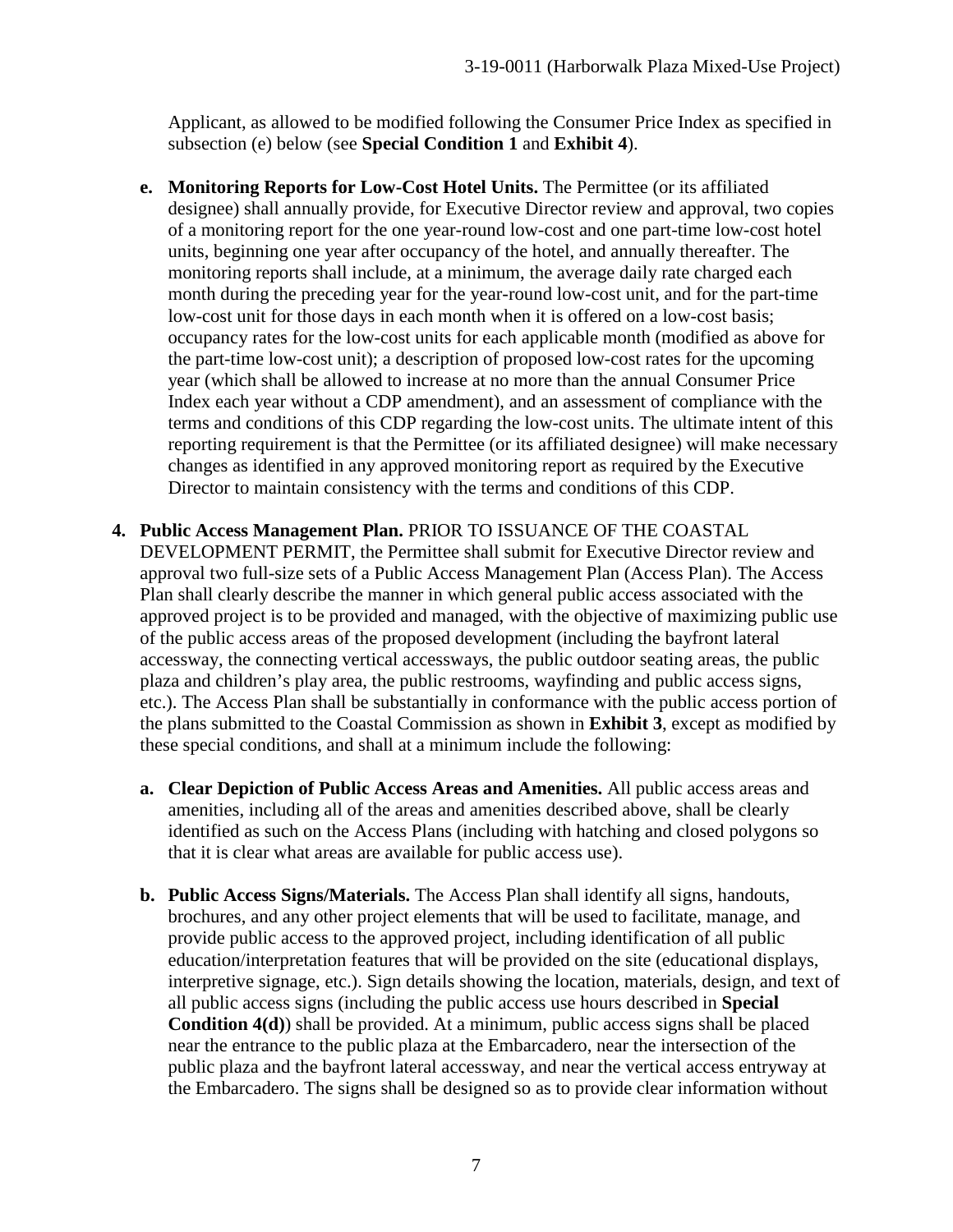Applicant, as allowed to be modified following the Consumer Price Index as specified in subsection (e) below (see **Special Condition 1** and **Exhibit 4**).

**e. Monitoring Reports for Low-Cost Hotel Units.** The Permittee (or its affiliated designee) shall annually provide, for Executive Director review and approval, two copies of a monitoring report for the one year-round low-cost and one part-time low-cost hotel units, beginning one year after occupancy of the hotel, and annually thereafter. The monitoring reports shall include, at a minimum, the average daily rate charged each month during the preceding year for the year-round low-cost unit, and for the part-time low-cost unit for those days in each month when it is offered on a low-cost basis; occupancy rates for the low-cost units for each applicable month (modified as above for the part-time low-cost unit); a description of proposed low-cost rates for the upcoming year (which shall be allowed to increase at no more than the annual Consumer Price Index each year without a CDP amendment), and an assessment of compliance with the terms and conditions of this CDP regarding the low-cost units. The ultimate intent of this reporting requirement is that the Permittee (or its affiliated designee) will make necessary changes as identified in any approved monitoring report as required by the Executive Director to maintain consistency with the terms and conditions of this CDP.

**4. Public Access Management Plan.** PRIOR TO ISSUANCE OF THE COASTAL DEVELOPMENT PERMIT, the Permittee shall submit for Executive Director review and approval two full-size sets of a Public Access Management Plan (Access Plan). The Access Plan shall clearly describe the manner in which general public access associated with the approved project is to be provided and managed, with the objective of maximizing public use of the public access areas of the proposed development (including the bayfront lateral accessway, the connecting vertical accessways, the public outdoor seating areas, the public plaza and children's play area, the public restrooms, wayfinding and public access signs, etc.). The Access Plan shall be substantially in conformance with the public access portion of the plans submitted to the Coastal Commission as shown in **Exhibit 3**, except as modified by these special conditions, and shall at a minimum include the following:

**a. Clear Depiction of Public Access Areas and Amenities.** All public access areas and amenities, including all of the areas and amenities described above, shall be clearly identified as such on the Access Plans (including with hatching and closed polygons so that it is clear what areas are available for public access use).

**b. Public Access Signs/Materials.** The Access Plan shall identify all signs, handouts, brochures, and any other project elements that will be used to facilitate, manage, and provide public access to the approved project, including identification of all public education/interpretation features that will be provided on the site (educational displays, interpretive signage, etc.). Sign details showing the location, materials, design, and text of all public access signs (including the public access use hours described in **Special Condition 4(d)**) shall be provided. At a minimum, public access signs shall be placed near the entrance to the public plaza at the Embarcadero, near the intersection of the public plaza and the bayfront lateral accessway, and near the vertical access entryway at the Embarcadero. The signs shall be designed so as to provide clear information without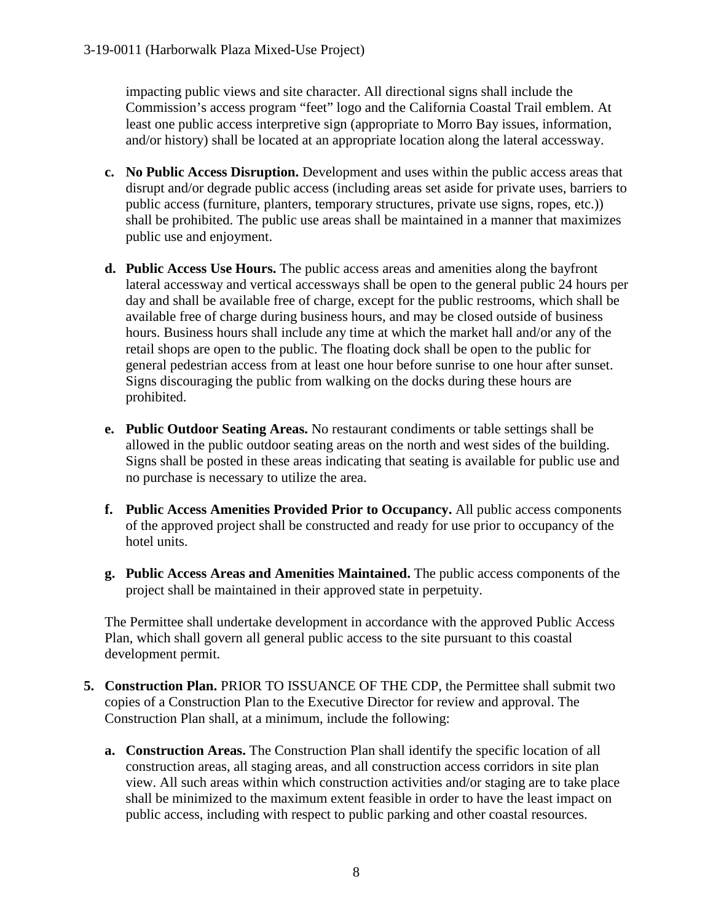impacting public views and site character. All directional signs shall include the Commission's access program "feet" logo and the California Coastal Trail emblem. At least one public access interpretive sign (appropriate to Morro Bay issues, information, and/or history) shall be located at an appropriate location along the lateral accessway.

- **c. No Public Access Disruption.** Development and uses within the public access areas that disrupt and/or degrade public access (including areas set aside for private uses, barriers to public access (furniture, planters, temporary structures, private use signs, ropes, etc.)) shall be prohibited. The public use areas shall be maintained in a manner that maximizes public use and enjoyment.

- **d. Public Access Use Hours.** The public access areas and amenities along the bayfront lateral accessway and vertical accessways shall be open to the general public 24 hours per day and shall be available free of charge, except for the public restrooms, which shall be available free of charge during business hours, and may be closed outside of business hours. Business hours shall include any time at which the market hall and/or any of the retail shops are open to the public. The floating dock shall be open to the public for general pedestrian access from at least one hour before sunrise to one hour after sunset. Signs discouraging the public from walking on the docks during these hours are prohibited.

- **e. Public Outdoor Seating Areas.** No restaurant condiments or table settings shall be allowed in the public outdoor seating areas on the north and west sides of the building. Signs shall be posted in these areas indicating that seating is available for public use and no purchase is necessary to utilize the area.

- **f. Public Access Amenities Provided Prior to Occupancy.** All public access components of the approved project shall be constructed and ready for use prior to occupancy of the hotel units.

- **g. Public Access Areas and Amenities Maintained.** The public access components of the project shall be maintained in their approved state in perpetuity.

The Permittee shall undertake development in accordance with the approved Public Access Plan, which shall govern all general public access to the site pursuant to this coastal development permit.

5. **Construction Plan.** PRIOR TO ISSUANCE OF THE CDP, the Permittee shall submit two copies of a Construction Plan to the Executive Director for review and approval. The Construction Plan shall, at a minimum, include the following:

   - **a. Construction Areas.** The Construction Plan shall identify the specific location of all construction areas, all staging areas, and all construction access corridors in site plan view. All such areas within which construction activities and/or staging are to take place shall be minimized to the maximum extent feasible in order to have the least impact on public access, including with respect to public parking and other coastal resources.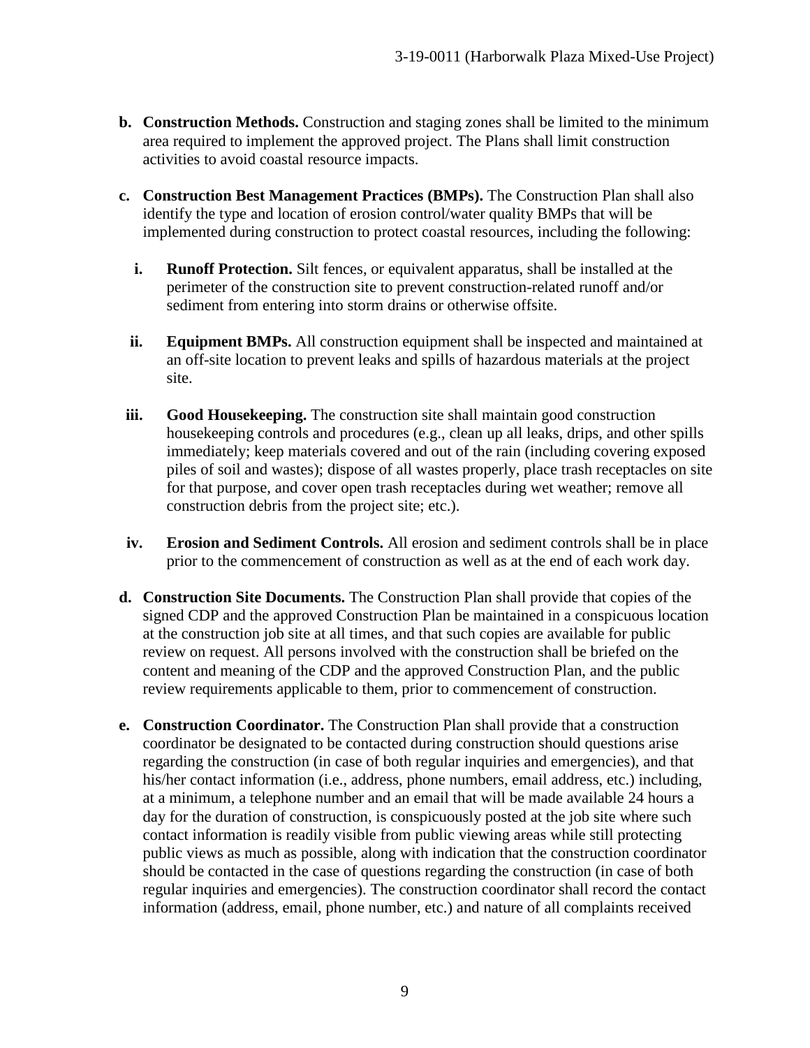**b. Construction Methods.** Construction and staging zones shall be limited to the minimum area required to implement the approved project. The Plans shall limit construction activities to avoid coastal resource impacts.

**c. Construction Best Management Practices (BMPs).** The Construction Plan shall also identify the type and location of erosion control/water quality BMPs that will be implemented during construction to protect coastal resources, including the following:

  **i. Runoff Protection.** Silt fences, or equivalent apparatus, shall be installed at the perimeter of the construction site to prevent construction-related runoff and/or sediment from entering into storm drains or otherwise offsite.

  **ii. Equipment BMPs.** All construction equipment shall be inspected and maintained at an off-site location to prevent leaks and spills of hazardous materials at the project site.

  **iii. Good Housekeeping.** The construction site shall maintain good construction housekeeping controls and procedures (e.g., clean up all leaks, drips, and other spills immediately; keep materials covered and out of the rain (including covering exposed piles of soil and wastes); dispose of all wastes properly, place trash receptacles on site for that purpose, and cover open trash receptacles during wet weather; remove all construction debris from the project site; etc.).

  **iv. Erosion and Sediment Controls.** All erosion and sediment controls shall be in place prior to the commencement of construction as well as at the end of each work day.

**d. Construction Site Documents.** The Construction Plan shall provide that copies of the signed CDP and the approved Construction Plan be maintained in a conspicuous location at the construction job site at all times, and that such copies are available for public review on request. All persons involved with the construction shall be briefed on the content and meaning of the CDP and the approved Construction Plan, and the public review requirements applicable to them, prior to commencement of construction.

**e. Construction Coordinator.** The Construction Plan shall provide that a construction coordinator be designated to be contacted during construction should questions arise regarding the construction (in case of both regular inquiries and emergencies), and that his/her contact information (i.e., address, phone numbers, email address, etc.) including, at a minimum, a telephone number and an email that will be made available 24 hours a day for the duration of construction, is conspicuously posted at the job site where such contact information is readily visible from public viewing areas while still protecting public views as much as possible, along with indication that the construction coordinator should be contacted in the case of questions regarding the construction (in case of both regular inquiries and emergencies). The construction coordinator shall record the contact information (address, email, phone number, etc.) and nature of all complaints received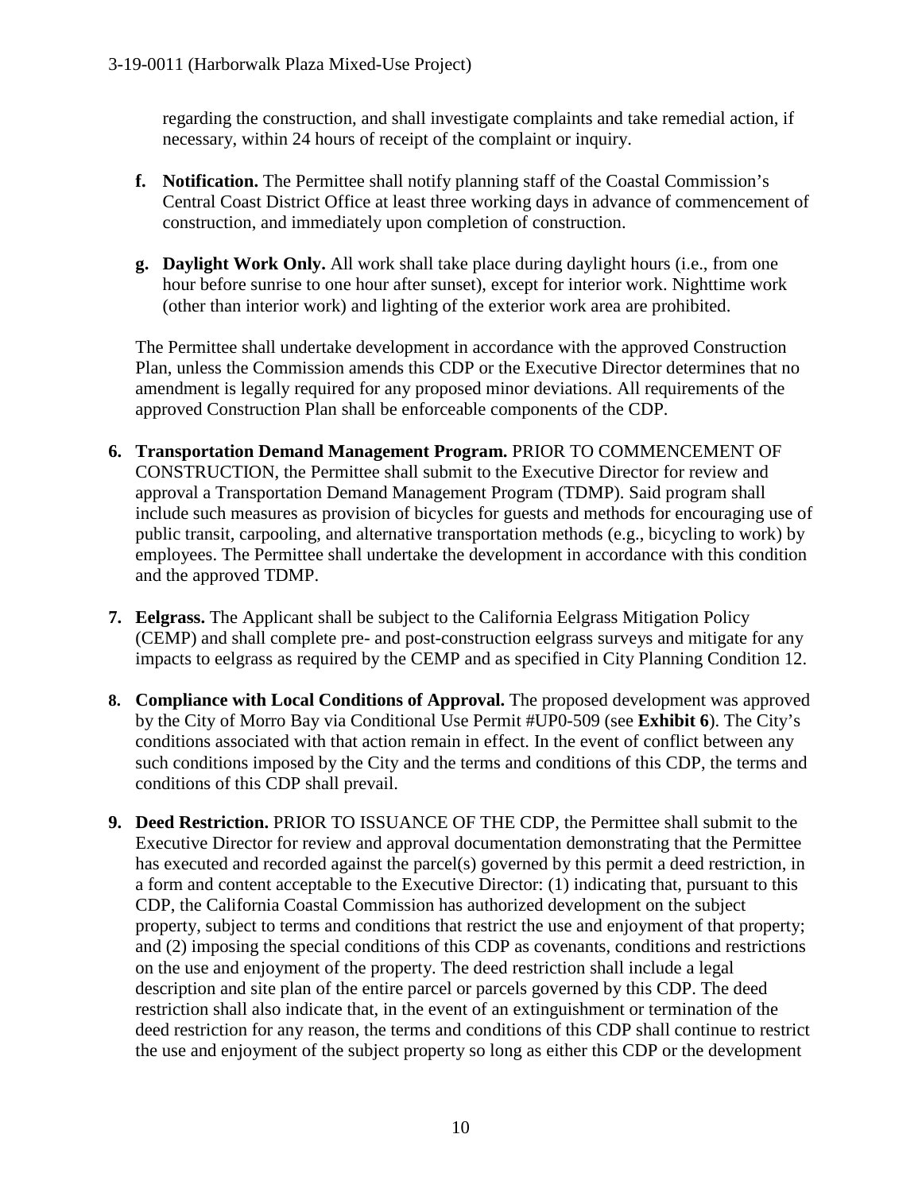regarding the construction, and shall investigate complaints and take remedial action, if necessary, within 24 hours of receipt of the complaint or inquiry.

**f. Notification.** The Permittee shall notify planning staff of the Coastal Commission's Central Coast District Office at least three working days in advance of commencement of construction, and immediately upon completion of construction.

**g. Daylight Work Only.** All work shall take place during daylight hours (i.e., from one hour before sunrise to one hour after sunset), except for interior work. Nighttime work (other than interior work) and lighting of the exterior work area are prohibited.

The Permittee shall undertake development in accordance with the approved Construction Plan, unless the Commission amends this CDP or the Executive Director determines that no amendment is legally required for any proposed minor deviations. All requirements of the approved Construction Plan shall be enforceable components of the CDP.

**6. Transportation Demand Management Program.** PRIOR TO COMMENCEMENT OF CONSTRUCTION, the Permittee shall submit to the Executive Director for review and approval a Transportation Demand Management Program (TDMP). Said program shall include such measures as provision of bicycles for guests and methods for encouraging use of public transit, carpooling, and alternative transportation methods (e.g., bicycling to work) by employees. The Permittee shall undertake the development in accordance with this condition and the approved TDMP.

**7. Eelgrass.** The Applicant shall be subject to the California Eelgrass Mitigation Policy (CEMP) and shall complete pre- and post-construction eelgrass surveys and mitigate for any impacts to eelgrass as required by the CEMP and as specified in City Planning Condition 12.

**8. Compliance with Local Conditions of Approval.** The proposed development was approved by the City of Morro Bay via Conditional Use Permit #UP0-509 (see **Exhibit 6**). The City's conditions associated with that action remain in effect. In the event of conflict between any such conditions imposed by the City and the terms and conditions of this CDP, the terms and conditions of this CDP shall prevail.

**9. Deed Restriction.** PRIOR TO ISSUANCE OF THE CDP, the Permittee shall submit to the Executive Director for review and approval documentation demonstrating that the Permittee has executed and recorded against the parcel(s) governed by this permit a deed restriction, in a form and content acceptable to the Executive Director: (1) indicating that, pursuant to this CDP, the California Coastal Commission has authorized development on the subject property, subject to terms and conditions that restrict the use and enjoyment of that property; and (2) imposing the special conditions of this CDP as covenants, conditions and restrictions on the use and enjoyment of the property. The deed restriction shall include a legal description and site plan of the entire parcel or parcels governed by this CDP. The deed restriction shall also indicate that, in the event of an extinguishment or termination of the deed restriction for any reason, the terms and conditions of this CDP shall continue to restrict the use and enjoyment of the subject property so long as either this CDP or the development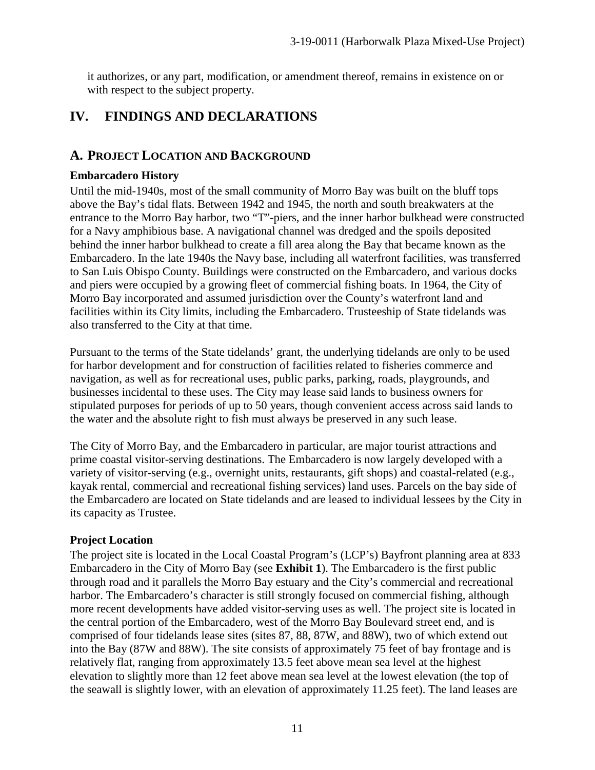it authorizes, or any part, modification, or amendment thereof, remains in existence on or with respect to the subject property.

# IV. FINDINGS AND DECLARATIONS

## A. PROJECT LOCATION AND BACKGROUND

### Embarcadero History

Until the mid-1940s, most of the small community of Morro Bay was built on the bluff tops above the Bay's tidal flats. Between 1942 and 1945, the north and south breakwaters at the entrance to the Morro Bay harbor, two "T"-piers, and the inner harbor bulkhead were constructed for a Navy amphibious base. A navigational channel was dredged and the spoils deposited behind the inner harbor bulkhead to create a fill area along the Bay that became known as the Embarcadero. In the late 1940s the Navy base, including all waterfront facilities, was transferred to San Luis Obispo County. Buildings were constructed on the Embarcadero, and various docks and piers were occupied by a growing fleet of commercial fishing boats. In 1964, the City of Morro Bay incorporated and assumed jurisdiction over the County's waterfront land and facilities within its City limits, including the Embarcadero. Trusteeship of State tidelands was also transferred to the City at that time.

Pursuant to the terms of the State tidelands' grant, the underlying tidelands are only to be used for harbor development and for construction of facilities related to fisheries commerce and navigation, as well as for recreational uses, public parks, parking, roads, playgrounds, and businesses incidental to these uses. The City may lease said lands to business owners for stipulated purposes for periods of up to 50 years, though convenient access across said lands to the water and the absolute right to fish must always be preserved in any such lease.

The City of Morro Bay, and the Embarcadero in particular, are major tourist attractions and prime coastal visitor-serving destinations. The Embarcadero is now largely developed with a variety of visitor-serving (e.g., overnight units, restaurants, gift shops) and coastal-related (e.g., kayak rental, commercial and recreational fishing services) land uses. Parcels on the bay side of the Embarcadero are located on State tidelands and are leased to individual lessees by the City in its capacity as Trustee.

### Project Location

The project site is located in the Local Coastal Program's (LCP's) Bayfront planning area at 833 Embarcadero in the City of Morro Bay (see **Exhibit 1**). The Embarcadero is the first public through road and it parallels the Morro Bay estuary and the City's commercial and recreational harbor. The Embarcadero's character is still strongly focused on commercial fishing, although more recent developments have added visitor-serving uses as well. The project site is located in the central portion of the Embarcadero, west of the Morro Bay Boulevard street end, and is comprised of four tidelands lease sites (sites 87, 88, 87W, and 88W), two of which extend out into the Bay (87W and 88W). The site consists of approximately 75 feet of bay frontage and is relatively flat, ranging from approximately 13.5 feet above mean sea level at the highest elevation to slightly more than 12 feet above mean sea level at the lowest elevation (the top of the seawall is slightly lower, with an elevation of approximately 11.25 feet). The land leases are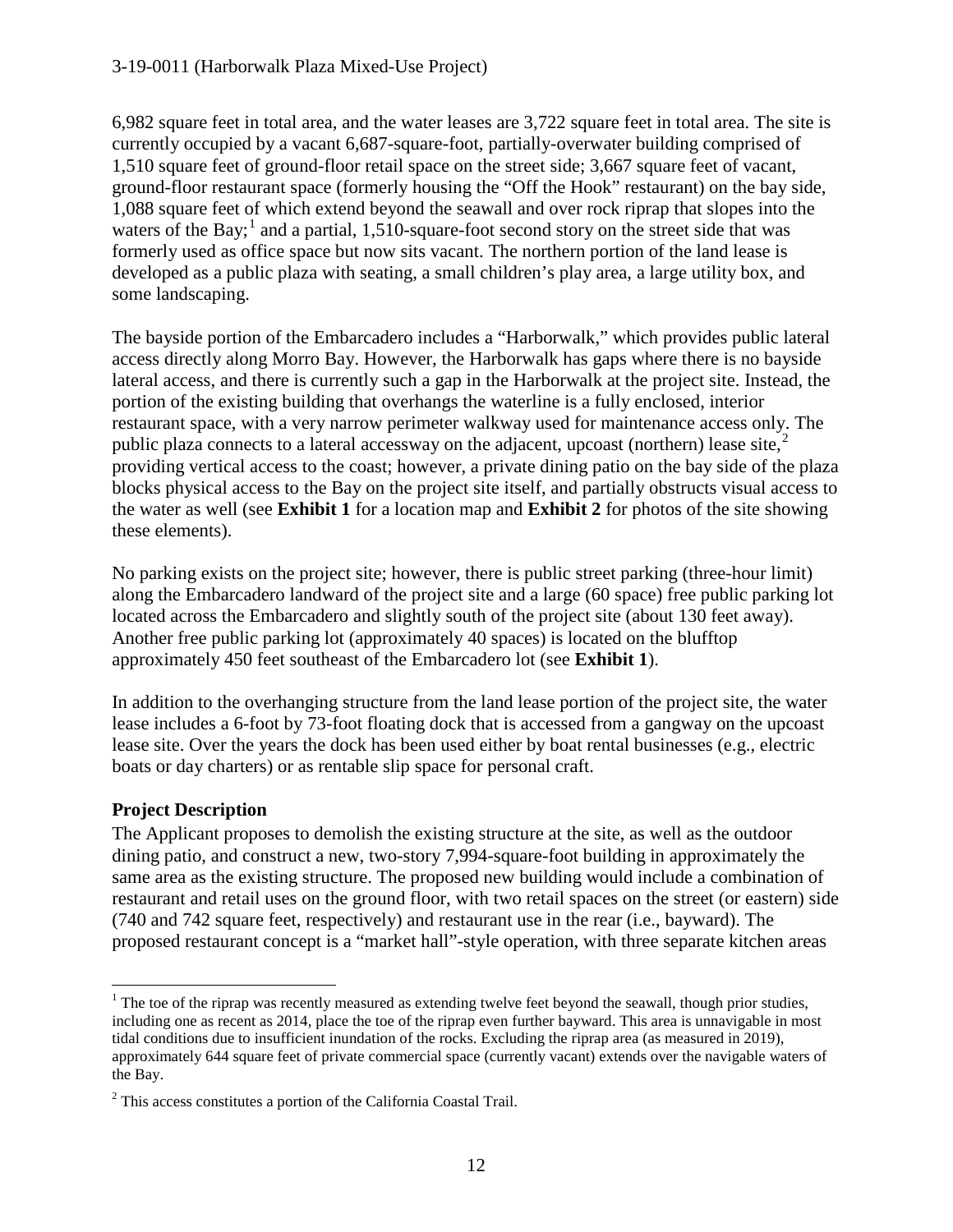6,982 square feet in total area, and the water leases are 3,722 square feet in total area. The site is currently occupied by a vacant 6,687-square-foot, partially-overwater building comprised of 1,510 square feet of ground-floor retail space on the street side; 3,667 square feet of vacant, ground-floor restaurant space (formerly housing the "Off the Hook" restaurant) on the bay side, 1,088 square feet of which extend beyond the seawall and over rock riprap that slopes into the waters of the Bay;[1] and a partial, 1,510-square-foot second story on the street side that was formerly used as office space but now sits vacant. The northern portion of the land lease is developed as a public plaza with seating, a small children's play area, a large utility box, and some landscaping.

The bayside portion of the Embarcadero includes a "Harborwalk," which provides public lateral access directly along Morro Bay. However, the Harborwalk has gaps where there is no bayside lateral access, and there is currently such a gap in the Harborwalk at the project site. Instead, the portion of the existing building that overhangs the waterline is a fully enclosed, interior restaurant space, with a very narrow perimeter walkway used for maintenance access only. The public plaza connects to a lateral accessway on the adjacent, upcoast (northern) lease site,[2] providing vertical access to the coast; however, a private dining patio on the bay side of the plaza blocks physical access to the Bay on the project site itself, and partially obstructs visual access to the water as well (see **Exhibit 1** for a location map and **Exhibit 2** for photos of the site showing these elements).

No parking exists on the project site; however, there is public street parking (three-hour limit) along the Embarcadero landward of the project site and a large (60 space) free public parking lot located across the Embarcadero and slightly south of the project site (about 130 feet away). Another free public parking lot (approximately 40 spaces) is located on the blufftop approximately 450 feet southeast of the Embarcadero lot (see **Exhibit 1**).

In addition to the overhanging structure from the land lease portion of the project site, the water lease includes a 6-foot by 73-foot floating dock that is accessed from a gangway on the upcoast lease site. Over the years the dock has been used either by boat rental businesses (e.g., electric boats or day charters) or as rentable slip space for personal craft.

### Project Description

The Applicant proposes to demolish the existing structure at the site, as well as the outdoor dining patio, and construct a new, two-story 7,994-square-foot building in approximately the same area as the existing structure. The proposed new building would include a combination of restaurant and retail uses on the ground floor, with two retail spaces on the street (or eastern) side (740 and 742 square feet, respectively) and restaurant use in the rear (i.e., bayward). The proposed restaurant concept is a "market hall"-style operation, with three separate kitchen areas

---

[1] The toe of the riprap was recently measured as extending twelve feet beyond the seawall, though prior studies, including one as recent as 2014, place the toe of the riprap even further bayward. This area is unnavigable in most tidal conditions due to insufficient inundation of the rocks. Excluding the riprap area (as measured in 2019), approximately 644 square feet of private commercial space (currently vacant) extends over the navigable waters of the Bay.

[2] This access constitutes a portion of the California Coastal Trail.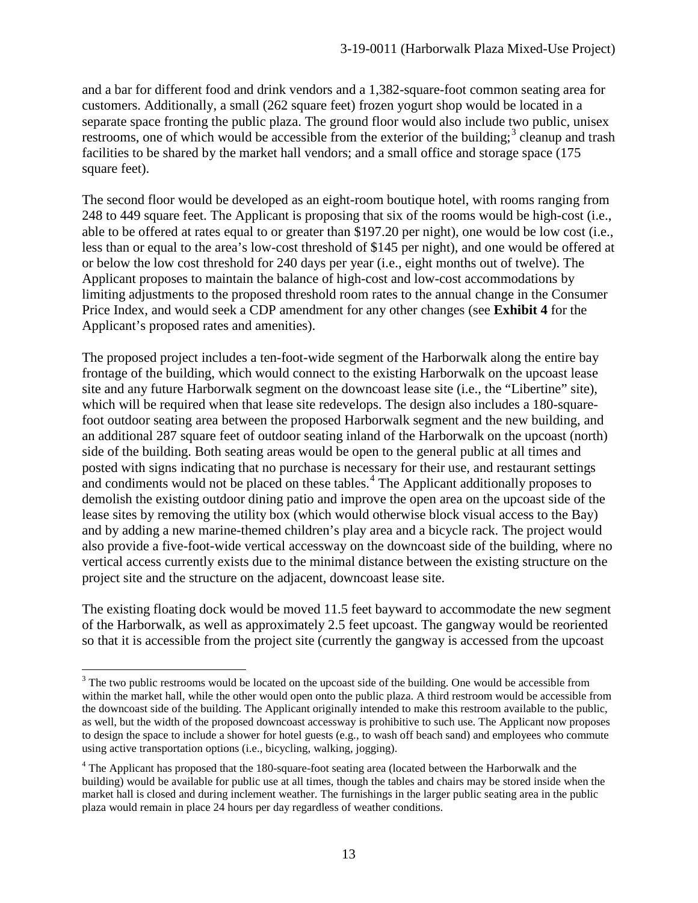and a bar for different food and drink vendors and a 1,382-square-foot common seating area for customers. Additionally, a small (262 square feet) frozen yogurt shop would be located in a separate space fronting the public plaza. The ground floor would also include two public, unisex restrooms, one of which would be accessible from the exterior of the building;[3] cleanup and trash facilities to be shared by the market hall vendors; and a small office and storage space (175 square feet).

The second floor would be developed as an eight-room boutique hotel, with rooms ranging from 248 to 449 square feet. The Applicant is proposing that six of the rooms would be high-cost (i.e., able to be offered at rates equal to or greater than $197.20 per night), one would be low cost (i.e., less than or equal to the area's low-cost threshold of $145 per night), and one would be offered at or below the low cost threshold for 240 days per year (i.e., eight months out of twelve). The Applicant proposes to maintain the balance of high-cost and low-cost accommodations by limiting adjustments to the proposed threshold room rates to the annual change in the Consumer Price Index, and would seek a CDP amendment for any other changes (see **Exhibit 4** for the Applicant's proposed rates and amenities).

The proposed project includes a ten-foot-wide segment of the Harborwalk along the entire bay frontage of the building, which would connect to the existing Harborwalk on the upcoast lease site and any future Harborwalk segment on the downcoast lease site (i.e., the "Libertine" site), which will be required when that lease site redevelops. The design also includes a 180-square-foot outdoor seating area between the proposed Harborwalk segment and the new building, and an additional 287 square feet of outdoor seating inland of the Harborwalk on the upcoast (north) side of the building. Both seating areas would be open to the general public at all times and posted with signs indicating that no purchase is necessary for their use, and restaurant settings and condiments would not be placed on these tables.[4] The Applicant additionally proposes to demolish the existing outdoor dining patio and improve the open area on the upcoast side of the lease sites by removing the utility box (which would otherwise block visual access to the Bay) and by adding a new marine-themed children's play area and a bicycle rack. The project would also provide a five-foot-wide vertical accessway on the downcoast side of the building, where no vertical access currently exists due to the minimal distance between the existing structure on the project site and the structure on the adjacent, downcoast lease site.

The existing floating dock would be moved 11.5 feet bayward to accommodate the new segment of the Harborwalk, as well as approximately 2.5 feet upcoast. The gangway would be reoriented so that it is accessible from the project site (currently the gangway is accessed from the upcoast

---

[3] The two public restrooms would be located on the upcoast side of the building. One would be accessible from within the market hall, while the other would open onto the public plaza. A third restroom would be accessible from the downcoast side of the building. The Applicant originally intended to make this restroom available to the public, as well, but the width of the proposed downcoast accessway is prohibitive to such use. The Applicant now proposes to design the space to include a shower for hotel guests (e.g., to wash off beach sand) and employees who commute using active transportation options (i.e., bicycling, walking, jogging).

[4] The Applicant has proposed that the 180-square-foot seating area (located between the Harborwalk and the building) would be available for public use at all times, though the tables and chairs may be stored inside when the market hall is closed and during inclement weather. The furnishings in the larger public seating area in the public plaza would remain in place 24 hours per day regardless of weather conditions.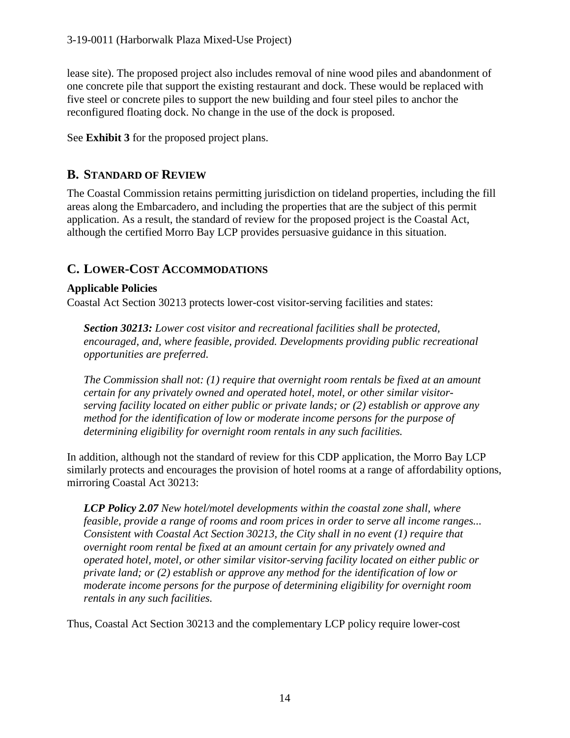lease site). The proposed project also includes removal of nine wood piles and abandonment of one concrete pile that support the existing restaurant and dock. These would be replaced with five steel or concrete piles to support the new building and four steel piles to anchor the reconfigured floating dock. No change in the use of the dock is proposed.

See **Exhibit 3** for the proposed project plans.

## B. STANDARD OF REVIEW

The Coastal Commission retains permitting jurisdiction on tideland properties, including the fill areas along the Embarcadero, and including the properties that are the subject of this permit application. As a result, the standard of review for the proposed project is the Coastal Act, although the certified Morro Bay LCP provides persuasive guidance in this situation.

## C. LOWER-COST ACCOMMODATIONS

### Applicable Policies

Coastal Act Section 30213 protects lower-cost visitor-serving facilities and states:

> ***Section 30213:*** *Lower cost visitor and recreational facilities shall be protected, encouraged, and, where feasible, provided. Developments providing public recreational opportunities are preferred.*
>
> *The Commission shall not: (1) require that overnight room rentals be fixed at an amount certain for any privately owned and operated hotel, motel, or other similar visitor-serving facility located on either public or private lands; or (2) establish or approve any method for the identification of low or moderate income persons for the purpose of determining eligibility for overnight room rentals in any such facilities.*

In addition, although not the standard of review for this CDP application, the Morro Bay LCP similarly protects and encourages the provision of hotel rooms at a range of affordability options, mirroring Coastal Act 30213:

> ***LCP Policy 2.07*** *New hotel/motel developments within the coastal zone shall, where feasible, provide a range of rooms and room prices in order to serve all income ranges... Consistent with Coastal Act Section 30213, the City shall in no event (1) require that overnight room rental be fixed at an amount certain for any privately owned and operated hotel, motel, or other similar visitor-serving facility located on either public or private land; or (2) establish or approve any method for the identification of low or moderate income persons for the purpose of determining eligibility for overnight room rentals in any such facilities.*

Thus, Coastal Act Section 30213 and the complementary LCP policy require lower-cost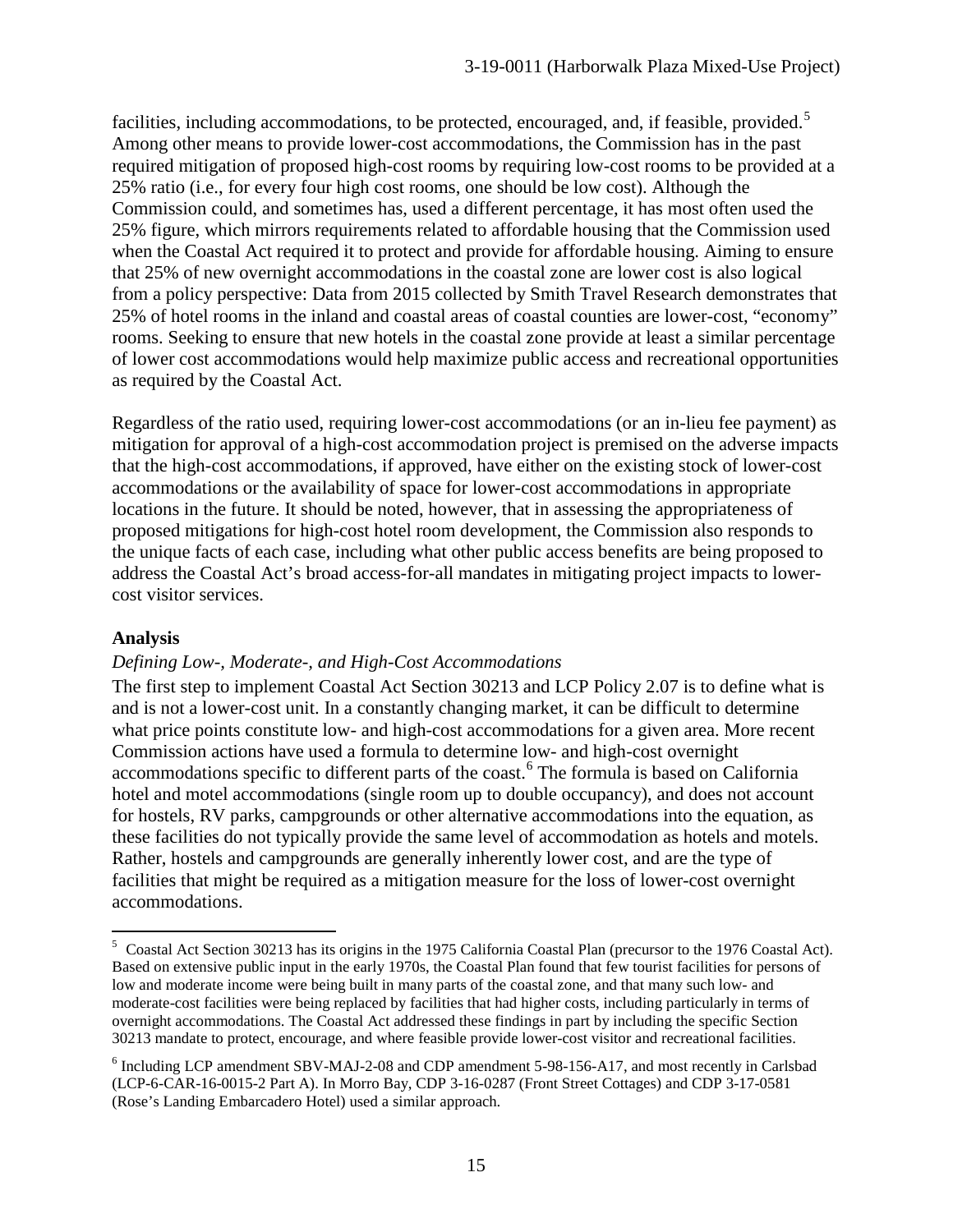facilities, including accommodations, to be protected, encouraged, and, if feasible, provided.[5] Among other means to provide lower-cost accommodations, the Commission has in the past required mitigation of proposed high-cost rooms by requiring low-cost rooms to be provided at a 25% ratio (i.e., for every four high cost rooms, one should be low cost). Although the Commission could, and sometimes has, used a different percentage, it has most often used the 25% figure, which mirrors requirements related to affordable housing that the Commission used when the Coastal Act required it to protect and provide for affordable housing. Aiming to ensure that 25% of new overnight accommodations in the coastal zone are lower cost is also logical from a policy perspective: Data from 2015 collected by Smith Travel Research demonstrates that 25% of hotel rooms in the inland and coastal areas of coastal counties are lower-cost, "economy" rooms. Seeking to ensure that new hotels in the coastal zone provide at least a similar percentage of lower cost accommodations would help maximize public access and recreational opportunities as required by the Coastal Act.

Regardless of the ratio used, requiring lower-cost accommodations (or an in-lieu fee payment) as mitigation for approval of a high-cost accommodation project is premised on the adverse impacts that the high-cost accommodations, if approved, have either on the existing stock of lower-cost accommodations or the availability of space for lower-cost accommodations in appropriate locations in the future. It should be noted, however, that in assessing the appropriateness of proposed mitigations for high-cost hotel room development, the Commission also responds to the unique facts of each case, including what other public access benefits are being proposed to address the Coastal Act's broad access-for-all mandates in mitigating project impacts to lower-cost visitor services.

**Analysis**

*Defining Low-, Moderate-, and High-Cost Accommodations*

The first step to implement Coastal Act Section 30213 and LCP Policy 2.07 is to define what is and is not a lower-cost unit. In a constantly changing market, it can be difficult to determine what price points constitute low- and high-cost accommodations for a given area. More recent Commission actions have used a formula to determine low- and high-cost overnight accommodations specific to different parts of the coast.[6] The formula is based on California hotel and motel accommodations (single room up to double occupancy), and does not account for hostels, RV parks, campgrounds or other alternative accommodations into the equation, as these facilities do not typically provide the same level of accommodation as hotels and motels. Rather, hostels and campgrounds are generally inherently lower cost, and are the type of facilities that might be required as a mitigation measure for the loss of lower-cost overnight accommodations.

---

[5] Coastal Act Section 30213 has its origins in the 1975 California Coastal Plan (precursor to the 1976 Coastal Act). Based on extensive public input in the early 1970s, the Coastal Plan found that few tourist facilities for persons of low and moderate income were being built in many parts of the coastal zone, and that many such low- and moderate-cost facilities were being replaced by facilities that had higher costs, including particularly in terms of overnight accommodations. The Coastal Act addressed these findings in part by including the specific Section 30213 mandate to protect, encourage, and where feasible provide lower-cost visitor and recreational facilities.

[6] Including LCP amendment SBV-MAJ-2-08 and CDP amendment 5-98-156-A17, and most recently in Carlsbad (LCP-6-CAR-16-0015-2 Part A). In Morro Bay, CDP 3-16-0287 (Front Street Cottages) and CDP 3-17-0581 (Rose's Landing Embarcadero Hotel) used a similar approach.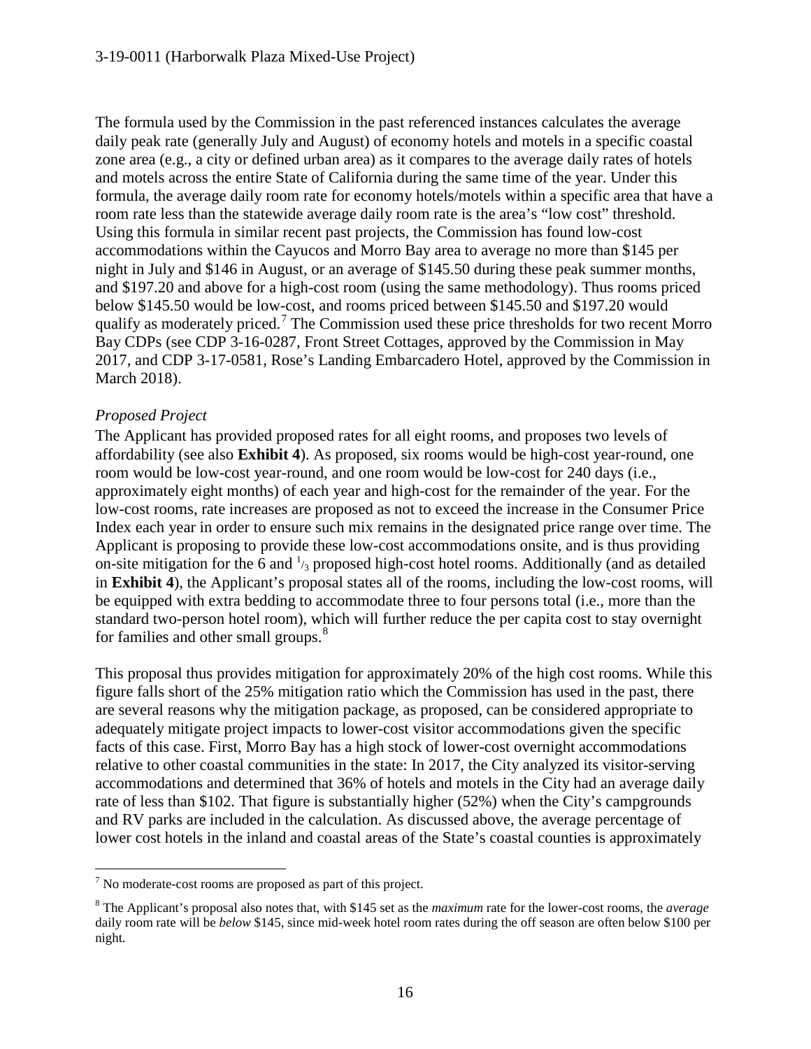The formula used by the Commission in the past referenced instances calculates the average daily peak rate (generally July and August) of economy hotels and motels in a specific coastal zone area (e.g., a city or defined urban area) as it compares to the average daily rates of hotels and motels across the entire State of California during the same time of the year. Under this formula, the average daily room rate for economy hotels/motels within a specific area that have a room rate less than the statewide average daily room rate is the area's "low cost" threshold. Using this formula in similar recent past projects, the Commission has found low-cost accommodations within the Cayucos and Morro Bay area to average no more than $145 per night in July and $146 in August, or an average of $145.50 during these peak summer months, and $197.20 and above for a high-cost room (using the same methodology). Thus rooms priced below $145.50 would be low-cost, and rooms priced between $145.50 and $197.20 would qualify as moderately priced.[7] The Commission used these price thresholds for two recent Morro Bay CDPs (see CDP 3-16-0287, Front Street Cottages, approved by the Commission in May 2017, and CDP 3-17-0581, Rose's Landing Embarcadero Hotel, approved by the Commission in March 2018).

*Proposed Project*

The Applicant has provided proposed rates for all eight rooms, and proposes two levels of affordability (see also **Exhibit 4**). As proposed, six rooms would be high-cost year-round, one room would be low-cost year-round, and one room would be low-cost for 240 days (i.e., approximately eight months) of each year and high-cost for the remainder of the year. For the low-cost rooms, rate increases are proposed as not to exceed the increase in the Consumer Price Index each year in order to ensure such mix remains in the designated price range over time. The Applicant is proposing to provide these low-cost accommodations onsite, and is thus providing on-site mitigation for the 6 and $^{1}/_{3}$ proposed high-cost hotel rooms. Additionally (and as detailed in **Exhibit 4**), the Applicant's proposal states all of the rooms, including the low-cost rooms, will be equipped with extra bedding to accommodate three to four persons total (i.e., more than the standard two-person hotel room), which will further reduce the per capita cost to stay overnight for families and other small groups.[8]

This proposal thus provides mitigation for approximately 20% of the high cost rooms. While this figure falls short of the 25% mitigation ratio which the Commission has used in the past, there are several reasons why the mitigation package, as proposed, can be considered appropriate to adequately mitigate project impacts to lower-cost visitor accommodations given the specific facts of this case. First, Morro Bay has a high stock of lower-cost overnight accommodations relative to other coastal communities in the state: In 2017, the City analyzed its visitor-serving accommodations and determined that 36% of hotels and motels in the City had an average daily rate of less than $102. That figure is substantially higher (52%) when the City's campgrounds and RV parks are included in the calculation. As discussed above, the average percentage of lower cost hotels in the inland and coastal areas of the State's coastal counties is approximately

---

[7] No moderate-cost rooms are proposed as part of this project.

[8] The Applicant's proposal also notes that, with $145 set as the *maximum* rate for the lower-cost rooms, the *average* daily room rate will be *below* $145, since mid-week hotel room rates during the off season are often below $100 per night.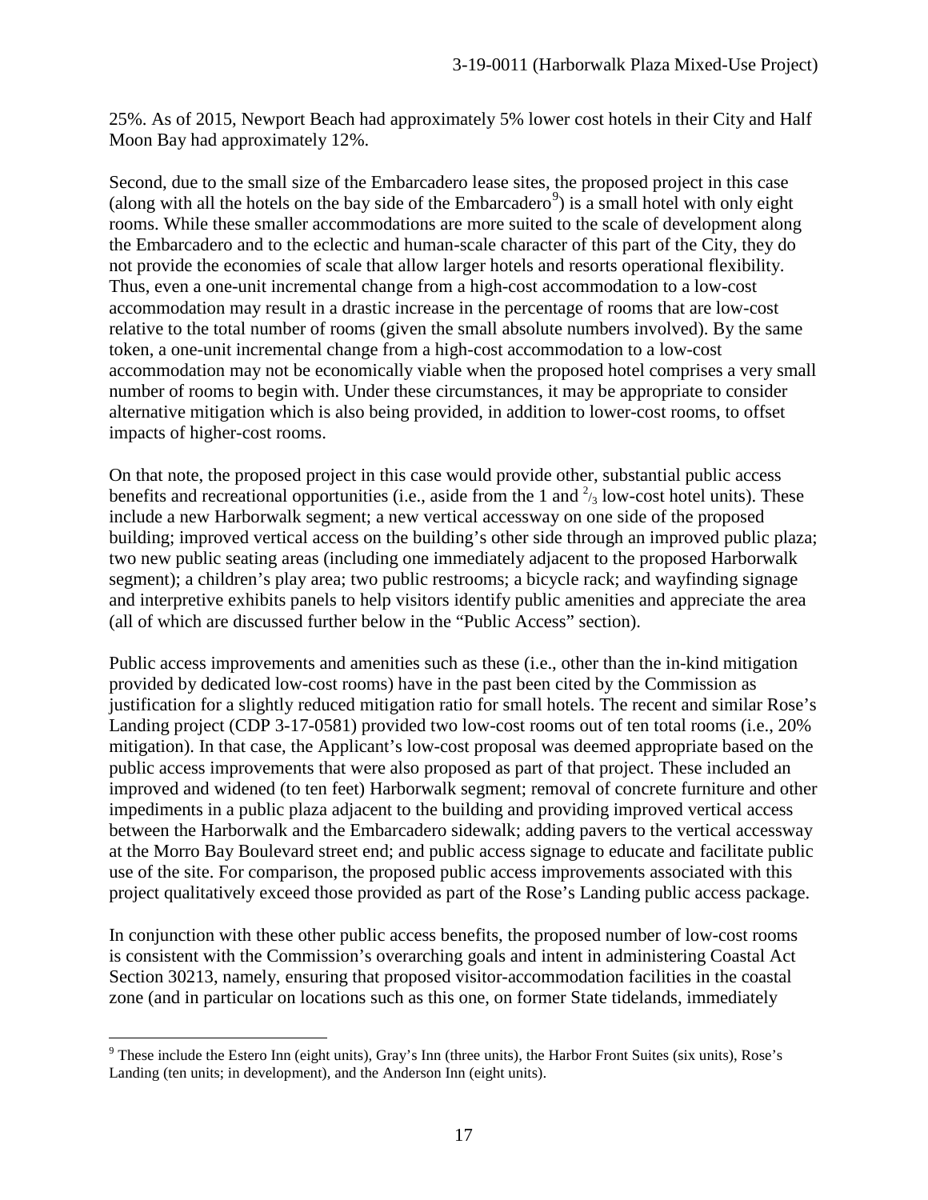25%. As of 2015, Newport Beach had approximately 5% lower cost hotels in their City and Half Moon Bay had approximately 12%.

Second, due to the small size of the Embarcadero lease sites, the proposed project in this case (along with all the hotels on the bay side of the Embarcadero[9]) is a small hotel with only eight rooms. While these smaller accommodations are more suited to the scale of development along the Embarcadero and to the eclectic and human-scale character of this part of the City, they do not provide the economies of scale that allow larger hotels and resorts operational flexibility. Thus, even a one-unit incremental change from a high-cost accommodation to a low-cost accommodation may result in a drastic increase in the percentage of rooms that are low-cost relative to the total number of rooms (given the small absolute numbers involved). By the same token, a one-unit incremental change from a high-cost accommodation to a low-cost accommodation may not be economically viable when the proposed hotel comprises a very small number of rooms to begin with. Under these circumstances, it may be appropriate to consider alternative mitigation which is also being provided, in addition to lower-cost rooms, to offset impacts of higher-cost rooms.

On that note, the proposed project in this case would provide other, substantial public access benefits and recreational opportunities (i.e., aside from the 1 and $^2/_3$ low-cost hotel units). These include a new Harborwalk segment; a new vertical accessway on one side of the proposed building; improved vertical access on the building's other side through an improved public plaza; two new public seating areas (including one immediately adjacent to the proposed Harborwalk segment); a children's play area; two public restrooms; a bicycle rack; and wayfinding signage and interpretive exhibits panels to help visitors identify public amenities and appreciate the area (all of which are discussed further below in the "Public Access" section).

Public access improvements and amenities such as these (i.e., other than the in-kind mitigation provided by dedicated low-cost rooms) have in the past been cited by the Commission as justification for a slightly reduced mitigation ratio for small hotels. The recent and similar Rose's Landing project (CDP 3-17-0581) provided two low-cost rooms out of ten total rooms (i.e., 20% mitigation). In that case, the Applicant's low-cost proposal was deemed appropriate based on the public access improvements that were also proposed as part of that project. These included an improved and widened (to ten feet) Harborwalk segment; removal of concrete furniture and other impediments in a public plaza adjacent to the building and providing improved vertical access between the Harborwalk and the Embarcadero sidewalk; adding pavers to the vertical accessway at the Morro Bay Boulevard street end; and public access signage to educate and facilitate public use of the site. For comparison, the proposed public access improvements associated with this project qualitatively exceed those provided as part of the Rose's Landing public access package.

In conjunction with these other public access benefits, the proposed number of low-cost rooms is consistent with the Commission's overarching goals and intent in administering Coastal Act Section 30213, namely, ensuring that proposed visitor-accommodation facilities in the coastal zone (and in particular on locations such as this one, on former State tidelands, immediately

---

[9] These include the Estero Inn (eight units), Gray's Inn (three units), the Harbor Front Suites (six units), Rose's Landing (ten units; in development), and the Anderson Inn (eight units).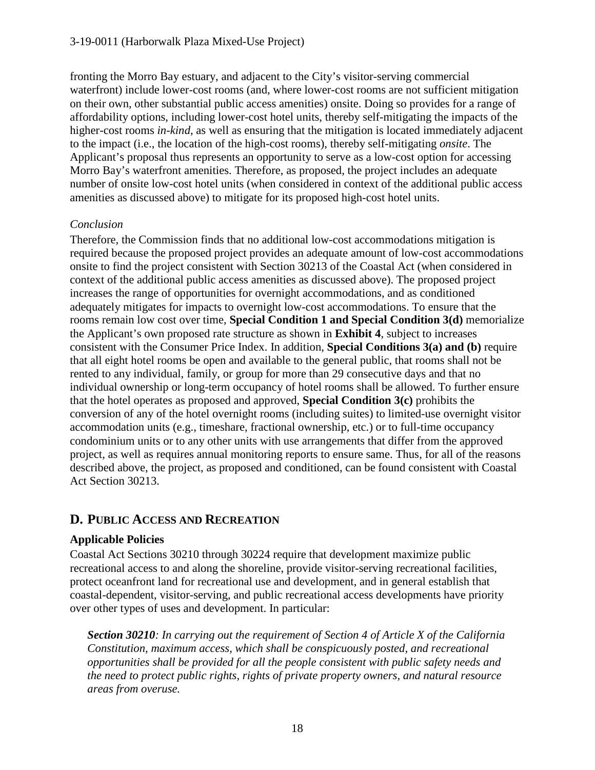fronting the Morro Bay estuary, and adjacent to the City's visitor-serving commercial waterfront) include lower-cost rooms (and, where lower-cost rooms are not sufficient mitigation on their own, other substantial public access amenities) onsite. Doing so provides for a range of affordability options, including lower-cost hotel units, thereby self-mitigating the impacts of the higher-cost rooms *in-kind*, as well as ensuring that the mitigation is located immediately adjacent to the impact (i.e., the location of the high-cost rooms), thereby self-mitigating *onsite*. The Applicant's proposal thus represents an opportunity to serve as a low-cost option for accessing Morro Bay's waterfront amenities. Therefore, as proposed, the project includes an adequate number of onsite low-cost hotel units (when considered in context of the additional public access amenities as discussed above) to mitigate for its proposed high-cost hotel units.

*Conclusion*

Therefore, the Commission finds that no additional low-cost accommodations mitigation is required because the proposed project provides an adequate amount of low-cost accommodations onsite to find the project consistent with Section 30213 of the Coastal Act (when considered in context of the additional public access amenities as discussed above). The proposed project increases the range of opportunities for overnight accommodations, and as conditioned adequately mitigates for impacts to overnight low-cost accommodations. To ensure that the rooms remain low cost over time, **Special Condition 1 and Special Condition 3(d)** memorialize the Applicant's own proposed rate structure as shown in **Exhibit 4**, subject to increases consistent with the Consumer Price Index. In addition, **Special Conditions 3(a) and (b)** require that all eight hotel rooms be open and available to the general public, that rooms shall not be rented to any individual, family, or group for more than 29 consecutive days and that no individual ownership or long-term occupancy of hotel rooms shall be allowed. To further ensure that the hotel operates as proposed and approved, **Special Condition 3(c)** prohibits the conversion of any of the hotel overnight rooms (including suites) to limited-use overnight visitor accommodation units (e.g., timeshare, fractional ownership, etc.) or to full-time occupancy condominium units or to any other units with use arrangements that differ from the approved project, as well as requires annual monitoring reports to ensure same. Thus, for all of the reasons described above, the project, as proposed and conditioned, can be found consistent with Coastal Act Section 30213.

## D. PUBLIC ACCESS AND RECREATION

**Applicable Policies**

Coastal Act Sections 30210 through 30224 require that development maximize public recreational access to and along the shoreline, provide visitor-serving recreational facilities, protect oceanfront land for recreational use and development, and in general establish that coastal-dependent, visitor-serving, and public recreational access developments have priority over other types of uses and development. In particular:

> ***Section 30210****: In carrying out the requirement of Section 4 of Article X of the California Constitution, maximum access, which shall be conspicuously posted, and recreational opportunities shall be provided for all the people consistent with public safety needs and the need to protect public rights, rights of private property owners, and natural resource areas from overuse.*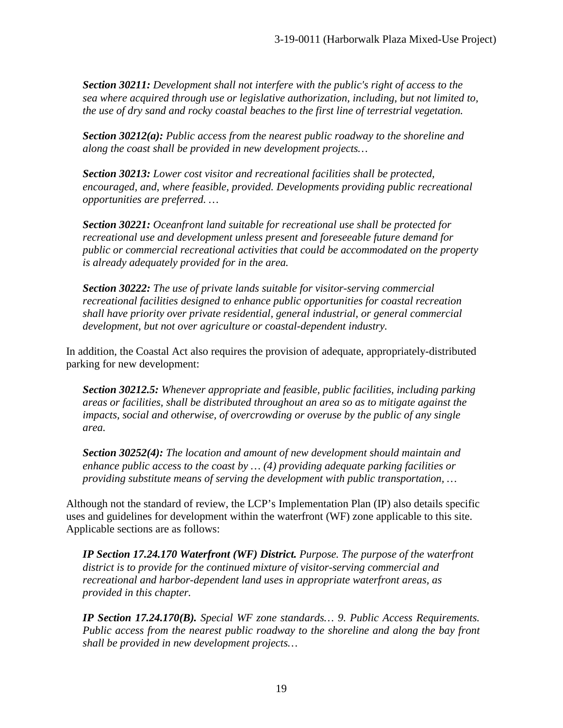*Section 30211: Development shall not interfere with the public's right of access to the sea where acquired through use or legislative authorization, including, but not limited to, the use of dry sand and rocky coastal beaches to the first line of terrestrial vegetation.*

***Section 30212(a):** Public access from the nearest public roadway to the shoreline and along the coast shall be provided in new development projects…*

***Section 30213:** Lower cost visitor and recreational facilities shall be protected, encouraged, and, where feasible, provided. Developments providing public recreational opportunities are preferred. …*

***Section 30221:** Oceanfront land suitable for recreational use shall be protected for recreational use and development unless present and foreseeable future demand for public or commercial recreational activities that could be accommodated on the property is already adequately provided for in the area.*

***Section 30222:** The use of private lands suitable for visitor-serving commercial recreational facilities designed to enhance public opportunities for coastal recreation shall have priority over private residential, general industrial, or general commercial development, but not over agriculture or coastal-dependent industry.*

In addition, the Coastal Act also requires the provision of adequate, appropriately-distributed parking for new development:

***Section 30212.5:** Whenever appropriate and feasible, public facilities, including parking areas or facilities, shall be distributed throughout an area so as to mitigate against the impacts, social and otherwise, of overcrowding or overuse by the public of any single area.*

***Section 30252(4):** The location and amount of new development should maintain and enhance public access to the coast by … (4) providing adequate parking facilities or providing substitute means of serving the development with public transportation, …*

Although not the standard of review, the LCP's Implementation Plan (IP) also details specific uses and guidelines for development within the waterfront (WF) zone applicable to this site. Applicable sections are as follows:

***IP Section 17.24.170 Waterfront (WF) District.** Purpose. The purpose of the waterfront district is to provide for the continued mixture of visitor-serving commercial and recreational and harbor-dependent land uses in appropriate waterfront areas, as provided in this chapter.*

***IP Section 17.24.170(B).** Special WF zone standards… 9. Public Access Requirements. Public access from the nearest public roadway to the shoreline and along the bay front shall be provided in new development projects…*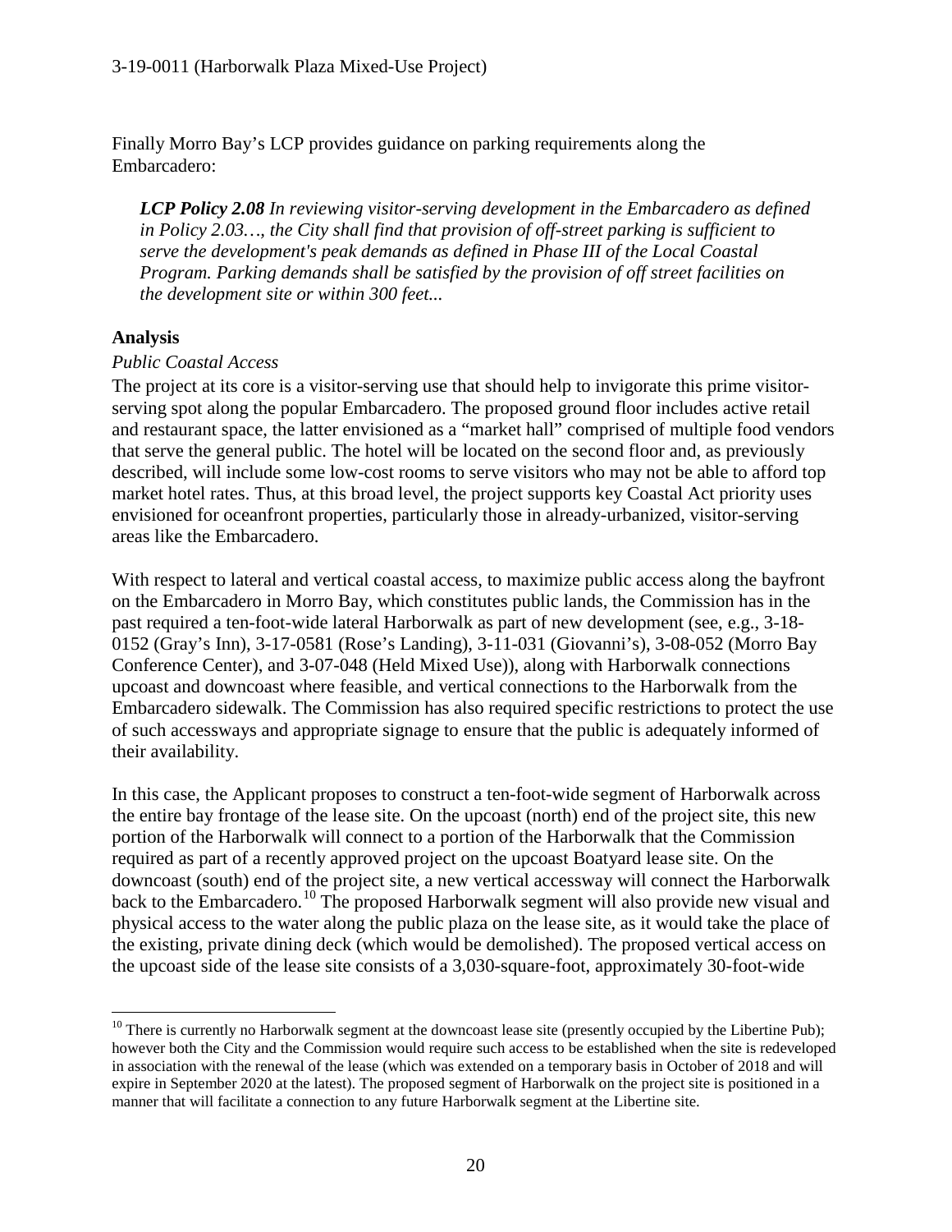Finally Morro Bay's LCP provides guidance on parking requirements along the Embarcadero:

> ***LCP Policy 2.08*** *In reviewing visitor-serving development in the Embarcadero as defined in Policy 2.03…, the City shall find that provision of off-street parking is sufficient to serve the development's peak demands as defined in Phase III of the Local Coastal Program. Parking demands shall be satisfied by the provision of off street facilities on the development site or within 300 feet...*

### Analysis

*Public Coastal Access*

The project at its core is a visitor-serving use that should help to invigorate this prime visitor-serving spot along the popular Embarcadero. The proposed ground floor includes active retail and restaurant space, the latter envisioned as a "market hall" comprised of multiple food vendors that serve the general public. The hotel will be located on the second floor and, as previously described, will include some low-cost rooms to serve visitors who may not be able to afford top market hotel rates. Thus, at this broad level, the project supports key Coastal Act priority uses envisioned for oceanfront properties, particularly those in already-urbanized, visitor-serving areas like the Embarcadero.

With respect to lateral and vertical coastal access, to maximize public access along the bayfront on the Embarcadero in Morro Bay, which constitutes public lands, the Commission has in the past required a ten-foot-wide lateral Harborwalk as part of new development (see, e.g., 3-18-0152 (Gray's Inn), 3-17-0581 (Rose's Landing), 3-11-031 (Giovanni's), 3-08-052 (Morro Bay Conference Center), and 3-07-048 (Held Mixed Use)), along with Harborwalk connections upcoast and downcoast where feasible, and vertical connections to the Harborwalk from the Embarcadero sidewalk. The Commission has also required specific restrictions to protect the use of such accessways and appropriate signage to ensure that the public is adequately informed of their availability.

In this case, the Applicant proposes to construct a ten-foot-wide segment of Harborwalk across the entire bay frontage of the lease site. On the upcoast (north) end of the project site, this new portion of the Harborwalk will connect to a portion of the Harborwalk that the Commission required as part of a recently approved project on the upcoast Boatyard lease site. On the downcoast (south) end of the project site, a new vertical accessway will connect the Harborwalk back to the Embarcadero.[10] The proposed Harborwalk segment will also provide new visual and physical access to the water along the public plaza on the lease site, as it would take the place of the existing, private dining deck (which would be demolished). The proposed vertical access on the upcoast side of the lease site consists of a 3,030-square-foot, approximately 30-foot-wide

---

[10] There is currently no Harborwalk segment at the downcoast lease site (presently occupied by the Libertine Pub); however both the City and the Commission would require such access to be established when the site is redeveloped in association with the renewal of the lease (which was extended on a temporary basis in October of 2018 and will expire in September 2020 at the latest). The proposed segment of Harborwalk on the project site is positioned in a manner that will facilitate a connection to any future Harborwalk segment at the Libertine site.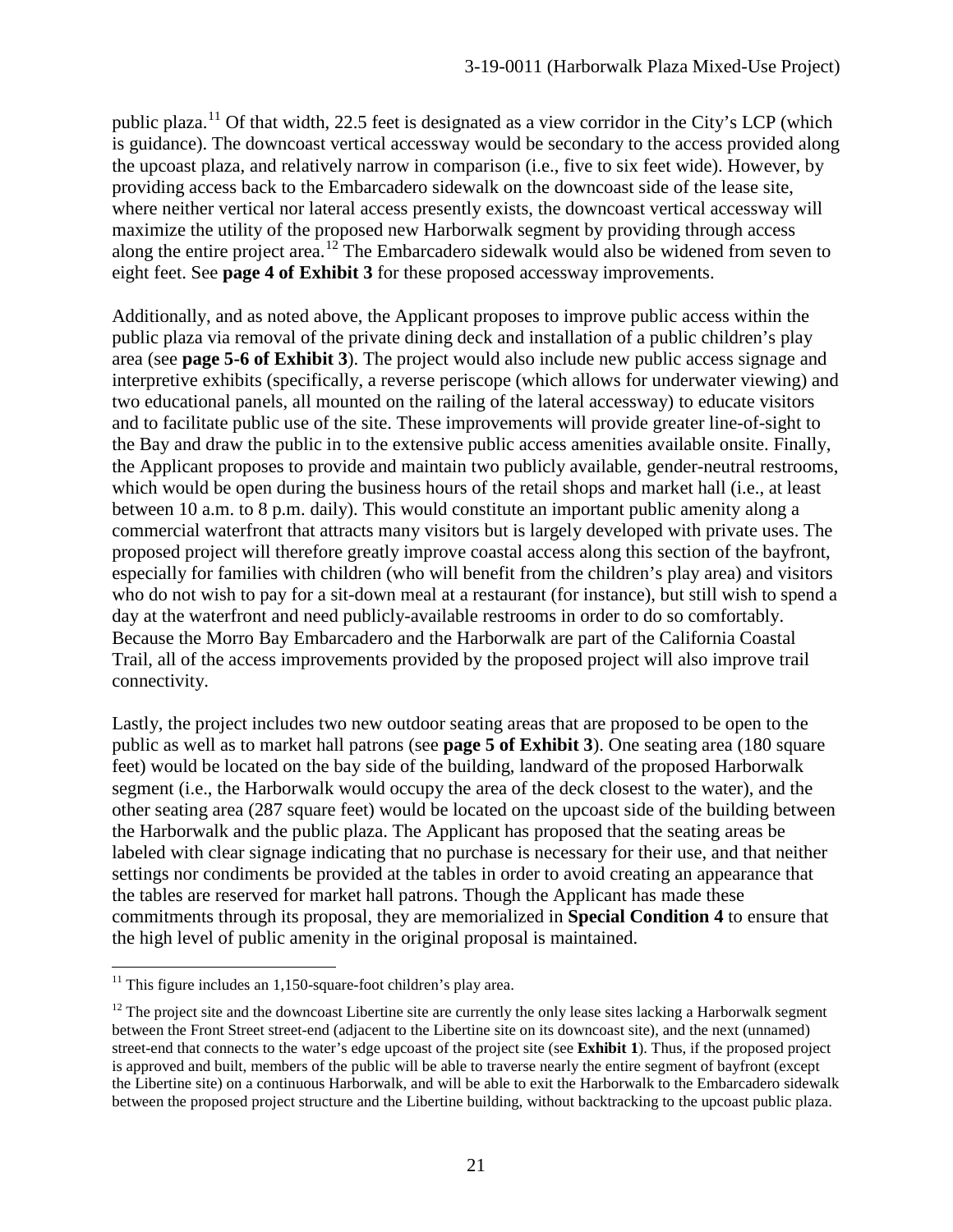public plaza.[11] Of that width, 22.5 feet is designated as a view corridor in the City's LCP (which is guidance). The downcoast vertical accessway would be secondary to the access provided along the upcoast plaza, and relatively narrow in comparison (i.e., five to six feet wide). However, by providing access back to the Embarcadero sidewalk on the downcoast side of the lease site, where neither vertical nor lateral access presently exists, the downcoast vertical accessway will maximize the utility of the proposed new Harborwalk segment by providing through access along the entire project area.[12] The Embarcadero sidewalk would also be widened from seven to eight feet. See **page 4 of Exhibit 3** for these proposed accessway improvements.

Additionally, and as noted above, the Applicant proposes to improve public access within the public plaza via removal of the private dining deck and installation of a public children's play area (see **page 5-6 of Exhibit 3**). The project would also include new public access signage and interpretive exhibits (specifically, a reverse periscope (which allows for underwater viewing) and two educational panels, all mounted on the railing of the lateral accessway) to educate visitors and to facilitate public use of the site. These improvements will provide greater line-of-sight to the Bay and draw the public in to the extensive public access amenities available onsite. Finally, the Applicant proposes to provide and maintain two publicly available, gender-neutral restrooms, which would be open during the business hours of the retail shops and market hall (i.e., at least between 10 a.m. to 8 p.m. daily). This would constitute an important public amenity along a commercial waterfront that attracts many visitors but is largely developed with private uses. The proposed project will therefore greatly improve coastal access along this section of the bayfront, especially for families with children (who will benefit from the children's play area) and visitors who do not wish to pay for a sit-down meal at a restaurant (for instance), but still wish to spend a day at the waterfront and need publicly-available restrooms in order to do so comfortably. Because the Morro Bay Embarcadero and the Harborwalk are part of the California Coastal Trail, all of the access improvements provided by the proposed project will also improve trail connectivity.

Lastly, the project includes two new outdoor seating areas that are proposed to be open to the public as well as to market hall patrons (see **page 5 of Exhibit 3**). One seating area (180 square feet) would be located on the bay side of the building, landward of the proposed Harborwalk segment (i.e., the Harborwalk would occupy the area of the deck closest to the water), and the other seating area (287 square feet) would be located on the upcoast side of the building between the Harborwalk and the public plaza. The Applicant has proposed that the seating areas be labeled with clear signage indicating that no purchase is necessary for their use, and that neither settings nor condiments be provided at the tables in order to avoid creating an appearance that the tables are reserved for market hall patrons. Though the Applicant has made these commitments through its proposal, they are memorialized in **Special Condition 4** to ensure that the high level of public amenity in the original proposal is maintained.

---

[11] This figure includes an 1,150-square-foot children's play area.

[12] The project site and the downcoast Libertine site are currently the only lease sites lacking a Harborwalk segment between the Front Street street-end (adjacent to the Libertine site on its downcoast site), and the next (unnamed) street-end that connects to the water's edge upcoast of the project site (see **Exhibit 1**). Thus, if the proposed project is approved and built, members of the public will be able to traverse nearly the entire segment of bayfront (except the Libertine site) on a continuous Harborwalk, and will be able to exit the Harborwalk to the Embarcadero sidewalk between the proposed project structure and the Libertine building, without backtracking to the upcoast public plaza.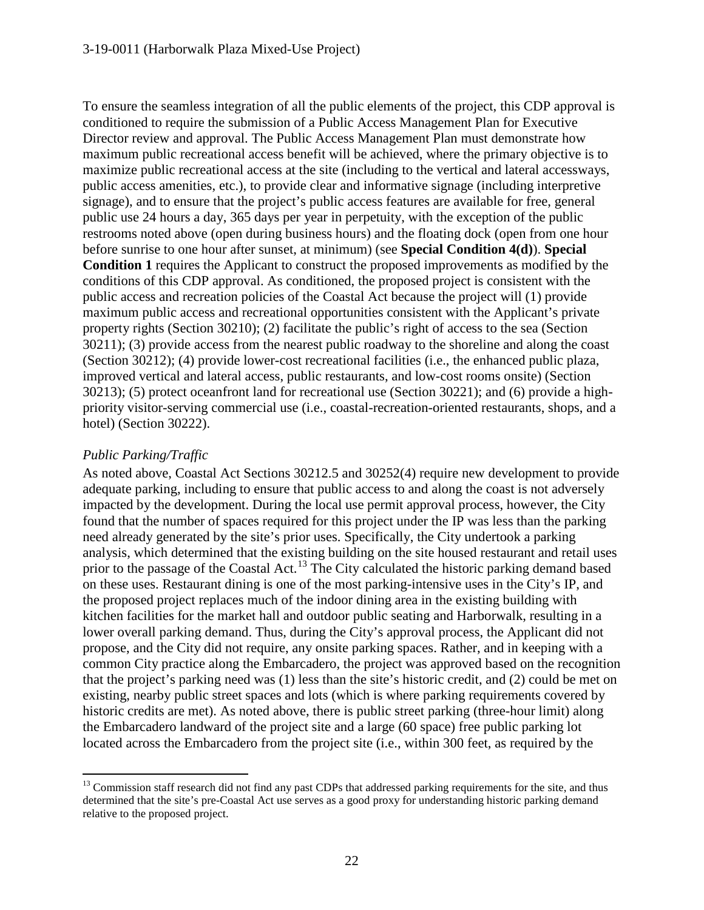To ensure the seamless integration of all the public elements of the project, this CDP approval is conditioned to require the submission of a Public Access Management Plan for Executive Director review and approval. The Public Access Management Plan must demonstrate how maximum public recreational access benefit will be achieved, where the primary objective is to maximize public recreational access at the site (including to the vertical and lateral accessways, public access amenities, etc.), to provide clear and informative signage (including interpretive signage), and to ensure that the project's public access features are available for free, general public use 24 hours a day, 365 days per year in perpetuity, with the exception of the public restrooms noted above (open during business hours) and the floating dock (open from one hour before sunrise to one hour after sunset, at minimum) (see **Special Condition 4(d)**). **Special Condition 1** requires the Applicant to construct the proposed improvements as modified by the conditions of this CDP approval. As conditioned, the proposed project is consistent with the public access and recreation policies of the Coastal Act because the project will (1) provide maximum public access and recreational opportunities consistent with the Applicant's private property rights (Section 30210); (2) facilitate the public's right of access to the sea (Section 30211); (3) provide access from the nearest public roadway to the shoreline and along the coast (Section 30212); (4) provide lower-cost recreational facilities (i.e., the enhanced public plaza, improved vertical and lateral access, public restaurants, and low-cost rooms onsite) (Section 30213); (5) protect oceanfront land for recreational use (Section 30221); and (6) provide a high-priority visitor-serving commercial use (i.e., coastal-recreation-oriented restaurants, shops, and a hotel) (Section 30222).

*Public Parking/Traffic*

As noted above, Coastal Act Sections 30212.5 and 30252(4) require new development to provide adequate parking, including to ensure that public access to and along the coast is not adversely impacted by the development. During the local use permit approval process, however, the City found that the number of spaces required for this project under the IP was less than the parking need already generated by the site's prior uses. Specifically, the City undertook a parking analysis, which determined that the existing building on the site housed restaurant and retail uses prior to the passage of the Coastal Act.[13] The City calculated the historic parking demand based on these uses. Restaurant dining is one of the most parking-intensive uses in the City's IP, and the proposed project replaces much of the indoor dining area in the existing building with kitchen facilities for the market hall and outdoor public seating and Harborwalk, resulting in a lower overall parking demand. Thus, during the City's approval process, the Applicant did not propose, and the City did not require, any onsite parking spaces. Rather, and in keeping with a common City practice along the Embarcadero, the project was approved based on the recognition that the project's parking need was (1) less than the site's historic credit, and (2) could be met on existing, nearby public street spaces and lots (which is where parking requirements covered by historic credits are met). As noted above, there is public street parking (three-hour limit) along the Embarcadero landward of the project site and a large (60 space) free public parking lot located across the Embarcadero from the project site (i.e., within 300 feet, as required by the

[13] Commission staff research did not find any past CDPs that addressed parking requirements for the site, and thus determined that the site's pre-Coastal Act use serves as a good proxy for understanding historic parking demand relative to the proposed project.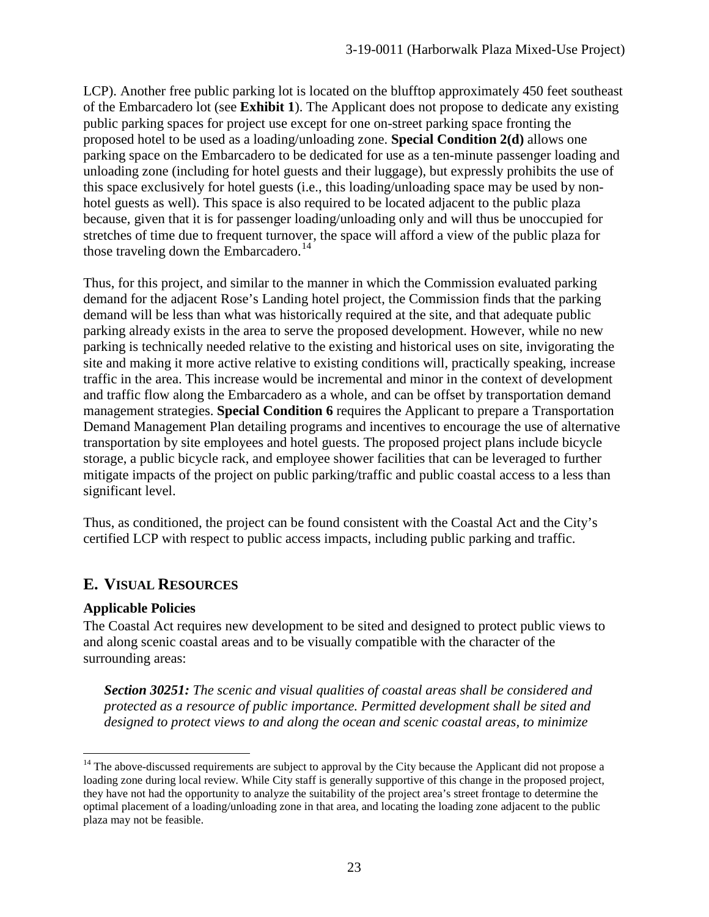LCP). Another free public parking lot is located on the blufftop approximately 450 feet southeast of the Embarcadero lot (see **Exhibit 1**). The Applicant does not propose to dedicate any existing public parking spaces for project use except for one on-street parking space fronting the proposed hotel to be used as a loading/unloading zone. **Special Condition 2(d)** allows one parking space on the Embarcadero to be dedicated for use as a ten-minute passenger loading and unloading zone (including for hotel guests and their luggage), but expressly prohibits the use of this space exclusively for hotel guests (i.e., this loading/unloading space may be used by non-hotel guests as well). This space is also required to be located adjacent to the public plaza because, given that it is for passenger loading/unloading only and will thus be unoccupied for stretches of time due to frequent turnover, the space will afford a view of the public plaza for those traveling down the Embarcadero.[14]

Thus, for this project, and similar to the manner in which the Commission evaluated parking demand for the adjacent Rose's Landing hotel project, the Commission finds that the parking demand will be less than what was historically required at the site, and that adequate public parking already exists in the area to serve the proposed development. However, while no new parking is technically needed relative to the existing and historical uses on site, invigorating the site and making it more active relative to existing conditions will, practically speaking, increase traffic in the area. This increase would be incremental and minor in the context of development and traffic flow along the Embarcadero as a whole, and can be offset by transportation demand management strategies. **Special Condition 6** requires the Applicant to prepare a Transportation Demand Management Plan detailing programs and incentives to encourage the use of alternative transportation by site employees and hotel guests. The proposed project plans include bicycle storage, a public bicycle rack, and employee shower facilities that can be leveraged to further mitigate impacts of the project on public parking/traffic and public coastal access to a less than significant level.

Thus, as conditioned, the project can be found consistent with the Coastal Act and the City's certified LCP with respect to public access impacts, including public parking and traffic.

## E. Visual Resources

### Applicable Policies

The Coastal Act requires new development to be sited and designed to protect public views to and along scenic coastal areas and to be visually compatible with the character of the surrounding areas:

> ***Section 30251:*** *The scenic and visual qualities of coastal areas shall be considered and protected as a resource of public importance. Permitted development shall be sited and designed to protect views to and along the ocean and scenic coastal areas, to minimize*

---

[14] The above-discussed requirements are subject to approval by the City because the Applicant did not propose a loading zone during local review. While City staff is generally supportive of this change in the proposed project, they have not had the opportunity to analyze the suitability of the project area's street frontage to determine the optimal placement of a loading/unloading zone in that area, and locating the loading zone adjacent to the public plaza may not be feasible.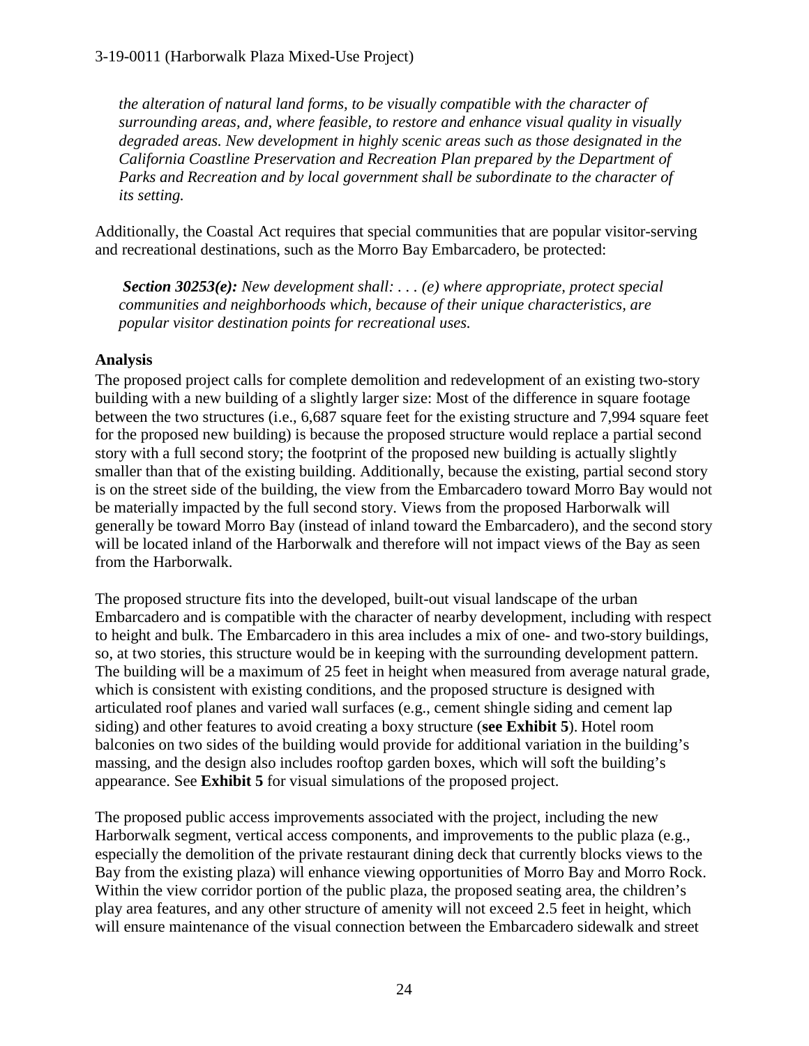*the alteration of natural land forms, to be visually compatible with the character of surrounding areas, and, where feasible, to restore and enhance visual quality in visually degraded areas. New development in highly scenic areas such as those designated in the California Coastline Preservation and Recreation Plan prepared by the Department of Parks and Recreation and by local government shall be subordinate to the character of its setting.*

Additionally, the Coastal Act requires that special communities that are popular visitor-serving and recreational destinations, such as the Morro Bay Embarcadero, be protected:

***Section 30253(e):*** *New development shall: . . . (e) where appropriate, protect special communities and neighborhoods which, because of their unique characteristics, are popular visitor destination points for recreational uses.*

**Analysis**

The proposed project calls for complete demolition and redevelopment of an existing two-story building with a new building of a slightly larger size: Most of the difference in square footage between the two structures (i.e., 6,687 square feet for the existing structure and 7,994 square feet for the proposed new building) is because the proposed structure would replace a partial second story with a full second story; the footprint of the proposed new building is actually slightly smaller than that of the existing building. Additionally, because the existing, partial second story is on the street side of the building, the view from the Embarcadero toward Morro Bay would not be materially impacted by the full second story. Views from the proposed Harborwalk will generally be toward Morro Bay (instead of inland toward the Embarcadero), and the second story will be located inland of the Harborwalk and therefore will not impact views of the Bay as seen from the Harborwalk.

The proposed structure fits into the developed, built-out visual landscape of the urban Embarcadero and is compatible with the character of nearby development, including with respect to height and bulk. The Embarcadero in this area includes a mix of one- and two-story buildings, so, at two stories, this structure would be in keeping with the surrounding development pattern. The building will be a maximum of 25 feet in height when measured from average natural grade, which is consistent with existing conditions, and the proposed structure is designed with articulated roof planes and varied wall surfaces (e.g., cement shingle siding and cement lap siding) and other features to avoid creating a boxy structure (**see Exhibit 5**). Hotel room balconies on two sides of the building would provide for additional variation in the building's massing, and the design also includes rooftop garden boxes, which will soft the building's appearance. See **Exhibit 5** for visual simulations of the proposed project.

The proposed public access improvements associated with the project, including the new Harborwalk segment, vertical access components, and improvements to the public plaza (e.g., especially the demolition of the private restaurant dining deck that currently blocks views to the Bay from the existing plaza) will enhance viewing opportunities of Morro Bay and Morro Rock. Within the view corridor portion of the public plaza, the proposed seating area, the children's play area features, and any other structure of amenity will not exceed 2.5 feet in height, which will ensure maintenance of the visual connection between the Embarcadero sidewalk and street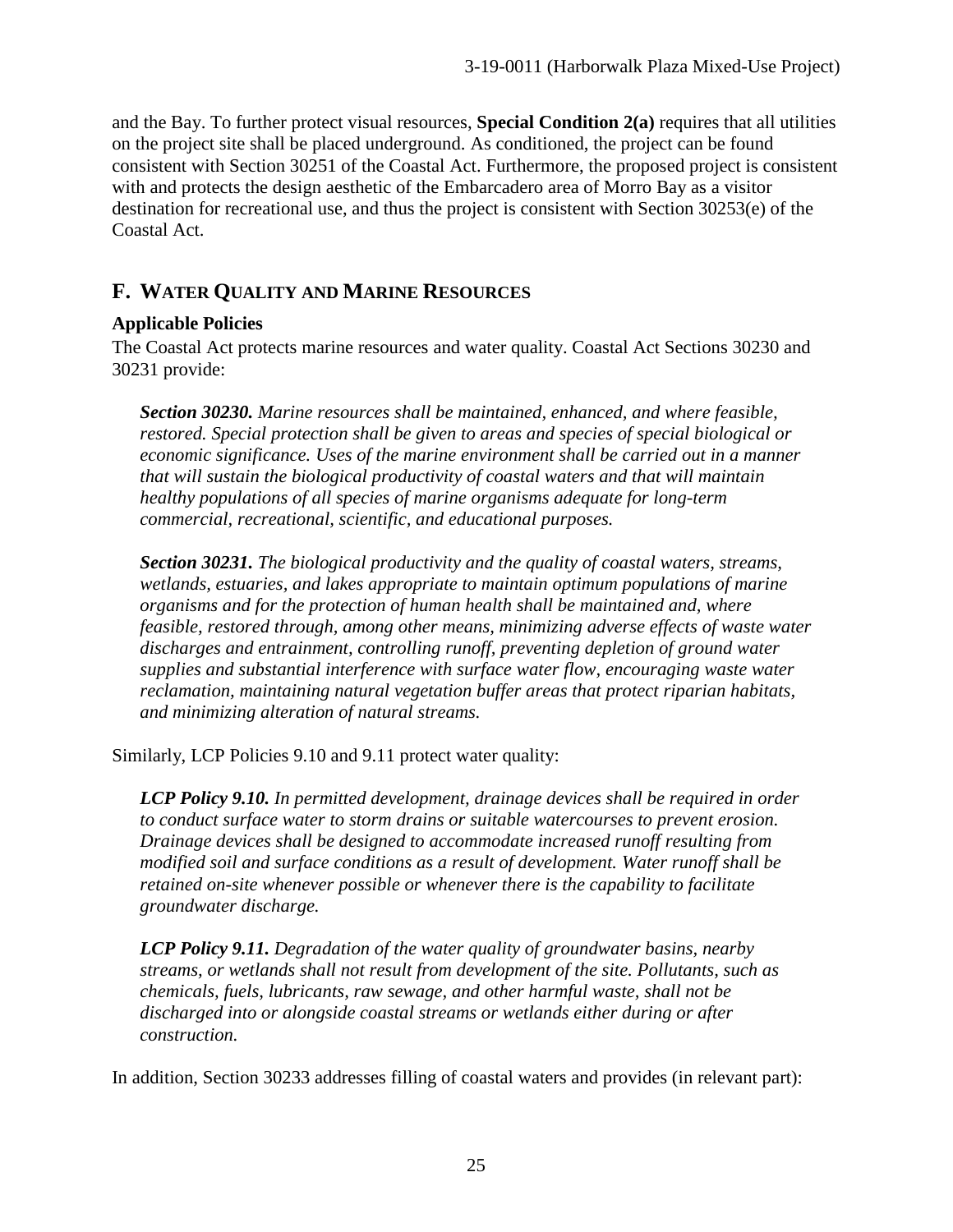and the Bay. To further protect visual resources, **Special Condition 2(a)** requires that all utilities on the project site shall be placed underground. As conditioned, the project can be found consistent with Section 30251 of the Coastal Act. Furthermore, the proposed project is consistent with and protects the design aesthetic of the Embarcadero area of Morro Bay as a visitor destination for recreational use, and thus the project is consistent with Section 30253(e) of the Coastal Act.

## F. WATER QUALITY AND MARINE RESOURCES

### Applicable Policies

The Coastal Act protects marine resources and water quality. Coastal Act Sections 30230 and 30231 provide:

> ***Section 30230.*** *Marine resources shall be maintained, enhanced, and where feasible, restored. Special protection shall be given to areas and species of special biological or economic significance. Uses of the marine environment shall be carried out in a manner that will sustain the biological productivity of coastal waters and that will maintain healthy populations of all species of marine organisms adequate for long-term commercial, recreational, scientific, and educational purposes.*
>
> ***Section 30231.*** *The biological productivity and the quality of coastal waters, streams, wetlands, estuaries, and lakes appropriate to maintain optimum populations of marine organisms and for the protection of human health shall be maintained and, where feasible, restored through, among other means, minimizing adverse effects of waste water discharges and entrainment, controlling runoff, preventing depletion of ground water supplies and substantial interference with surface water flow, encouraging waste water reclamation, maintaining natural vegetation buffer areas that protect riparian habitats, and minimizing alteration of natural streams.*

Similarly, LCP Policies 9.10 and 9.11 protect water quality:

> ***LCP Policy 9.10.*** *In permitted development, drainage devices shall be required in order to conduct surface water to storm drains or suitable watercourses to prevent erosion. Drainage devices shall be designed to accommodate increased runoff resulting from modified soil and surface conditions as a result of development. Water runoff shall be retained on-site whenever possible or whenever there is the capability to facilitate groundwater discharge.*
>
> ***LCP Policy 9.11.*** *Degradation of the water quality of groundwater basins, nearby streams, or wetlands shall not result from development of the site. Pollutants, such as chemicals, fuels, lubricants, raw sewage, and other harmful waste, shall not be discharged into or alongside coastal streams or wetlands either during or after construction.*

In addition, Section 30233 addresses filling of coastal waters and provides (in relevant part):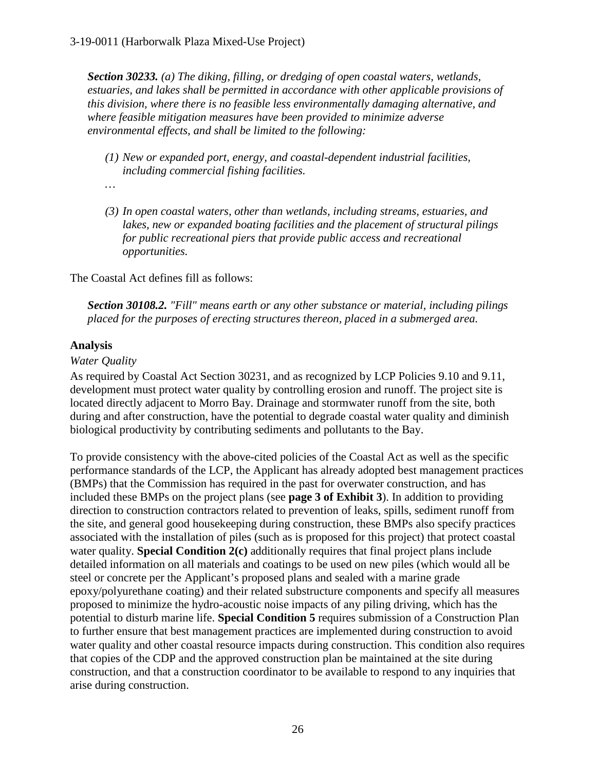***Section 30233.*** *(a) The diking, filling, or dredging of open coastal waters, wetlands, estuaries, and lakes shall be permitted in accordance with other applicable provisions of this division, where there is no feasible less environmentally damaging alternative, and where feasible mitigation measures have been provided to minimize adverse environmental effects, and shall be limited to the following:*

> *(1) New or expanded port, energy, and coastal-dependent industrial facilities, including commercial fishing facilities.*
>
> …
>
> *(3) In open coastal waters, other than wetlands, including streams, estuaries, and lakes, new or expanded boating facilities and the placement of structural pilings for public recreational piers that provide public access and recreational opportunities.*

The Coastal Act defines fill as follows:

***Section 30108.2.*** *"Fill" means earth or any other substance or material, including pilings placed for the purposes of erecting structures thereon, placed in a submerged area.*

### Analysis

*Water Quality*

As required by Coastal Act Section 30231, and as recognized by LCP Policies 9.10 and 9.11, development must protect water quality by controlling erosion and runoff. The project site is located directly adjacent to Morro Bay. Drainage and stormwater runoff from the site, both during and after construction, have the potential to degrade coastal water quality and diminish biological productivity by contributing sediments and pollutants to the Bay.

To provide consistency with the above-cited policies of the Coastal Act as well as the specific performance standards of the LCP, the Applicant has already adopted best management practices (BMPs) that the Commission has required in the past for overwater construction, and has included these BMPs on the project plans (see **page 3 of Exhibit 3**). In addition to providing direction to construction contractors related to prevention of leaks, spills, sediment runoff from the site, and general good housekeeping during construction, these BMPs also specify practices associated with the installation of piles (such as is proposed for this project) that protect coastal water quality. **Special Condition 2(c)** additionally requires that final project plans include detailed information on all materials and coatings to be used on new piles (which would all be steel or concrete per the Applicant's proposed plans and sealed with a marine grade epoxy/polyurethane coating) and their related substructure components and specify all measures proposed to minimize the hydro-acoustic noise impacts of any piling driving, which has the potential to disturb marine life. **Special Condition 5** requires submission of a Construction Plan to further ensure that best management practices are implemented during construction to avoid water quality and other coastal resource impacts during construction. This condition also requires that copies of the CDP and the approved construction plan be maintained at the site during construction, and that a construction coordinator to be available to respond to any inquiries that arise during construction.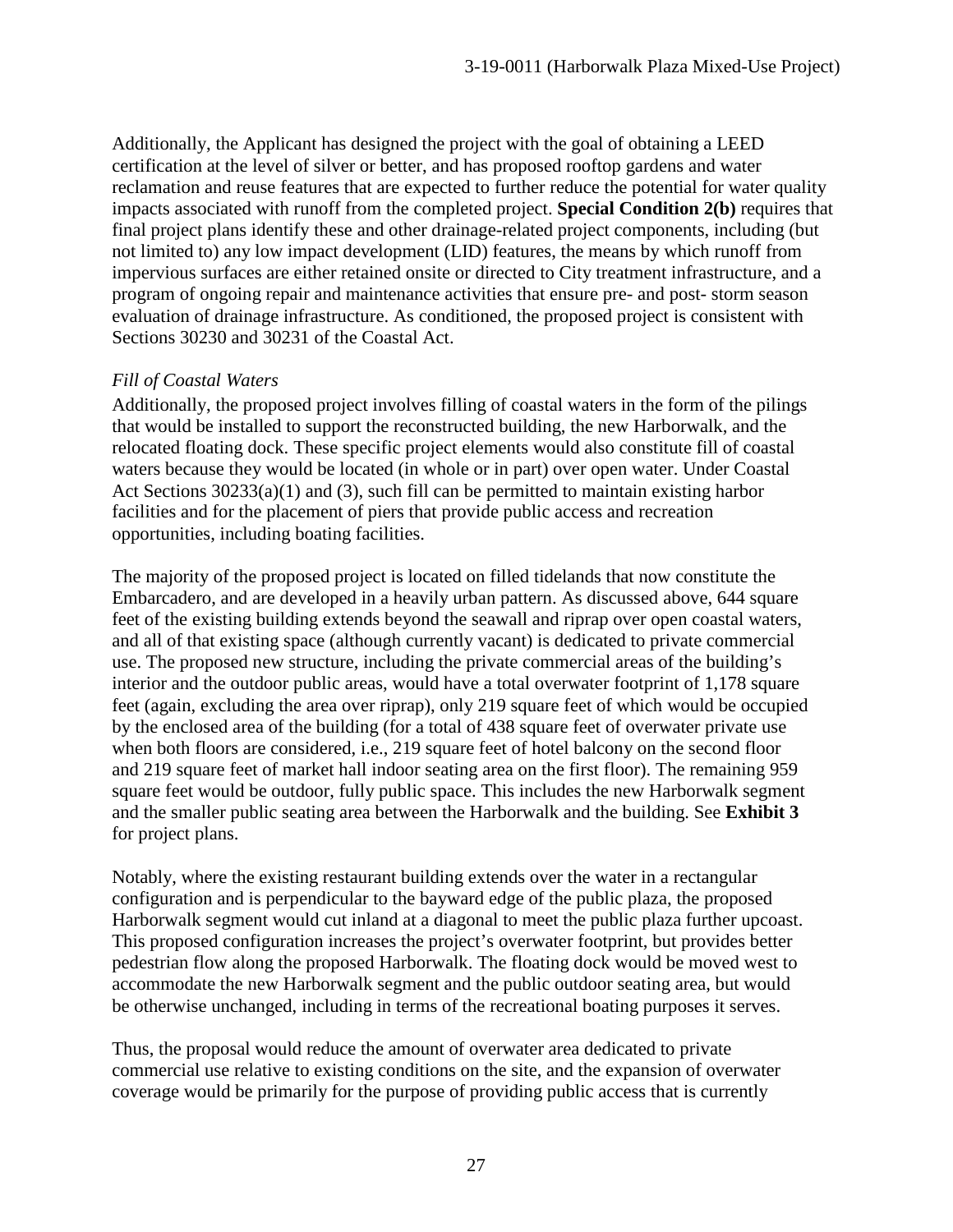Additionally, the Applicant has designed the project with the goal of obtaining a LEED certification at the level of silver or better, and has proposed rooftop gardens and water reclamation and reuse features that are expected to further reduce the potential for water quality impacts associated with runoff from the completed project. **Special Condition 2(b)** requires that final project plans identify these and other drainage-related project components, including (but not limited to) any low impact development (LID) features, the means by which runoff from impervious surfaces are either retained onsite or directed to City treatment infrastructure, and a program of ongoing repair and maintenance activities that ensure pre- and post- storm season evaluation of drainage infrastructure. As conditioned, the proposed project is consistent with Sections 30230 and 30231 of the Coastal Act.

*Fill of Coastal Waters*

Additionally, the proposed project involves filling of coastal waters in the form of the pilings that would be installed to support the reconstructed building, the new Harborwalk, and the relocated floating dock. These specific project elements would also constitute fill of coastal waters because they would be located (in whole or in part) over open water. Under Coastal Act Sections 30233(a)(1) and (3), such fill can be permitted to maintain existing harbor facilities and for the placement of piers that provide public access and recreation opportunities, including boating facilities.

The majority of the proposed project is located on filled tidelands that now constitute the Embarcadero, and are developed in a heavily urban pattern. As discussed above, 644 square feet of the existing building extends beyond the seawall and riprap over open coastal waters, and all of that existing space (although currently vacant) is dedicated to private commercial use. The proposed new structure, including the private commercial areas of the building's interior and the outdoor public areas, would have a total overwater footprint of 1,178 square feet (again, excluding the area over riprap), only 219 square feet of which would be occupied by the enclosed area of the building (for a total of 438 square feet of overwater private use when both floors are considered, i.e., 219 square feet of hotel balcony on the second floor and 219 square feet of market hall indoor seating area on the first floor). The remaining 959 square feet would be outdoor, fully public space. This includes the new Harborwalk segment and the smaller public seating area between the Harborwalk and the building. See **Exhibit 3** for project plans.

Notably, where the existing restaurant building extends over the water in a rectangular configuration and is perpendicular to the bayward edge of the public plaza, the proposed Harborwalk segment would cut inland at a diagonal to meet the public plaza further upcoast. This proposed configuration increases the project's overwater footprint, but provides better pedestrian flow along the proposed Harborwalk. The floating dock would be moved west to accommodate the new Harborwalk segment and the public outdoor seating area, but would be otherwise unchanged, including in terms of the recreational boating purposes it serves.

Thus, the proposal would reduce the amount of overwater area dedicated to private commercial use relative to existing conditions on the site, and the expansion of overwater coverage would be primarily for the purpose of providing public access that is currently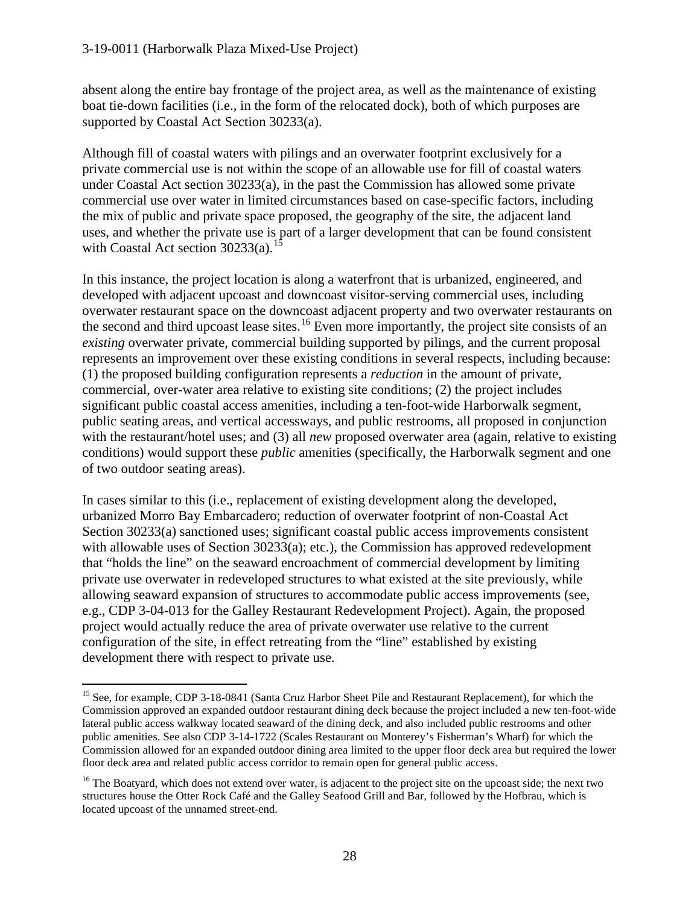absent along the entire bay frontage of the project area, as well as the maintenance of existing boat tie-down facilities (i.e., in the form of the relocated dock), both of which purposes are supported by Coastal Act Section 30233(a).

Although fill of coastal waters with pilings and an overwater footprint exclusively for a private commercial use is not within the scope of an allowable use for fill of coastal waters under Coastal Act section 30233(a), in the past the Commission has allowed some private commercial use over water in limited circumstances based on case-specific factors, including the mix of public and private space proposed, the geography of the site, the adjacent land uses, and whether the private use is part of a larger development that can be found consistent with Coastal Act section 30233(a).[15]

In this instance, the project location is along a waterfront that is urbanized, engineered, and developed with adjacent upcoast and downcoast visitor-serving commercial uses, including overwater restaurant space on the downcoast adjacent property and two overwater restaurants on the second and third upcoast lease sites.[16] Even more importantly, the project site consists of an *existing* overwater private, commercial building supported by pilings, and the current proposal represents an improvement over these existing conditions in several respects, including because: (1) the proposed building configuration represents a *reduction* in the amount of private, commercial, over-water area relative to existing site conditions; (2) the project includes significant public coastal access amenities, including a ten-foot-wide Harborwalk segment, public seating areas, and vertical accessways, and public restrooms, all proposed in conjunction with the restaurant/hotel uses; and (3) all *new* proposed overwater area (again, relative to existing conditions) would support these *public* amenities (specifically, the Harborwalk segment and one of two outdoor seating areas).

In cases similar to this (i.e., replacement of existing development along the developed, urbanized Morro Bay Embarcadero; reduction of overwater footprint of non-Coastal Act Section 30233(a) sanctioned uses; significant coastal public access improvements consistent with allowable uses of Section 30233(a); etc.), the Commission has approved redevelopment that "holds the line" on the seaward encroachment of commercial development by limiting private use overwater in redeveloped structures to what existed at the site previously, while allowing seaward expansion of structures to accommodate public access improvements (see, e.g., CDP 3-04-013 for the Galley Restaurant Redevelopment Project). Again, the proposed project would actually reduce the area of private overwater use relative to the current configuration of the site, in effect retreating from the "line" established by existing development there with respect to private use.

---

[15] See, for example, CDP 3-18-0841 (Santa Cruz Harbor Sheet Pile and Restaurant Replacement), for which the Commission approved an expanded outdoor restaurant dining deck because the project included a new ten-foot-wide lateral public access walkway located seaward of the dining deck, and also included public restrooms and other public amenities. See also CDP 3-14-1722 (Scales Restaurant on Monterey's Fisherman's Wharf) for which the Commission allowed for an expanded outdoor dining area limited to the upper floor deck area but required the lower floor deck area and related public access corridor to remain open for general public access.

[16] The Boatyard, which does not extend over water, is adjacent to the project site on the upcoast side; the next two structures house the Otter Rock Café and the Galley Seafood Grill and Bar, followed by the Hofbrau, which is located upcoast of the unnamed street-end.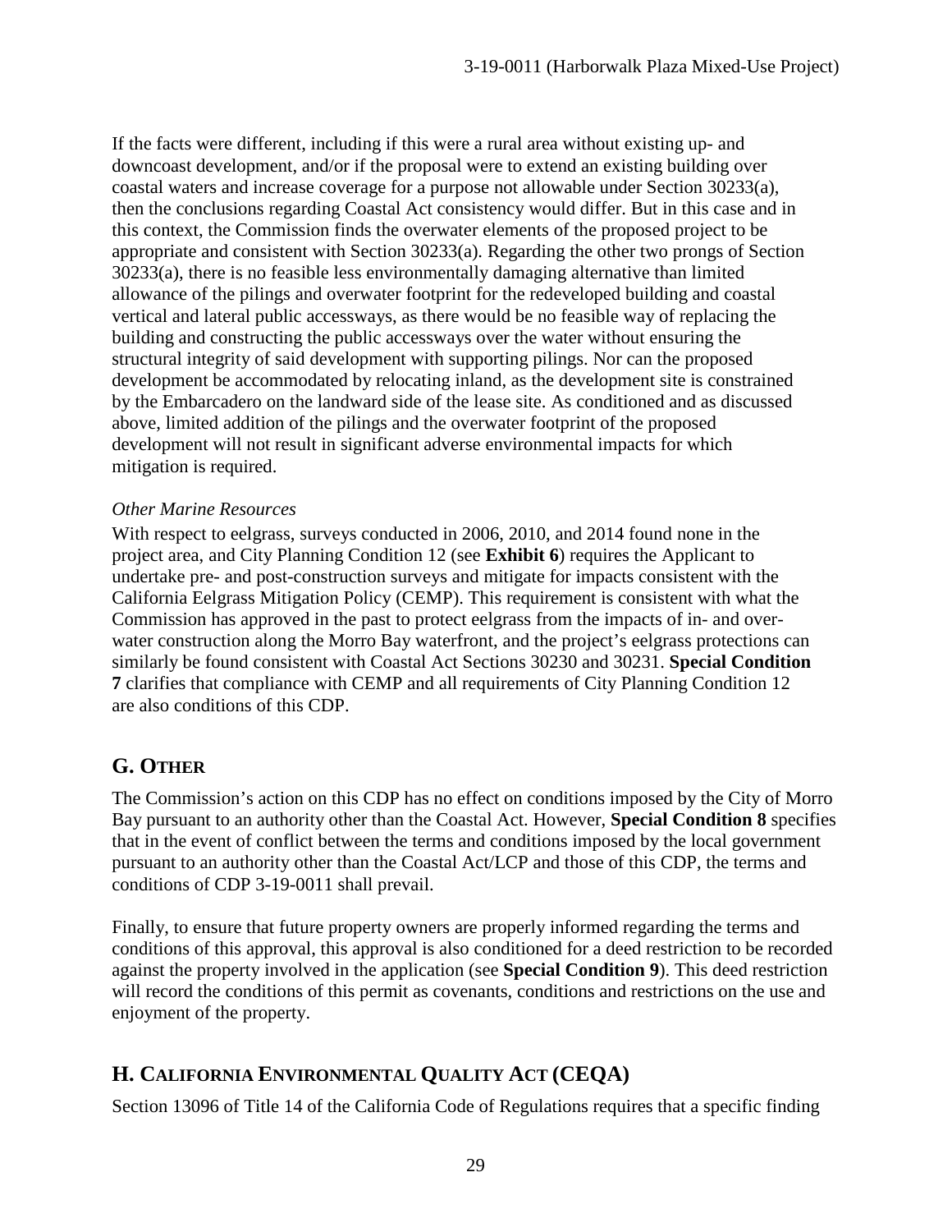If the facts were different, including if this were a rural area without existing up- and downcoast development, and/or if the proposal were to extend an existing building over coastal waters and increase coverage for a purpose not allowable under Section 30233(a), then the conclusions regarding Coastal Act consistency would differ. But in this case and in this context, the Commission finds the overwater elements of the proposed project to be appropriate and consistent with Section 30233(a). Regarding the other two prongs of Section 30233(a), there is no feasible less environmentally damaging alternative than limited allowance of the pilings and overwater footprint for the redeveloped building and coastal vertical and lateral public accessways, as there would be no feasible way of replacing the building and constructing the public accessways over the water without ensuring the structural integrity of said development with supporting pilings. Nor can the proposed development be accommodated by relocating inland, as the development site is constrained by the Embarcadero on the landward side of the lease site. As conditioned and as discussed above, limited addition of the pilings and the overwater footprint of the proposed development will not result in significant adverse environmental impacts for which mitigation is required.

*Other Marine Resources*

With respect to eelgrass, surveys conducted in 2006, 2010, and 2014 found none in the project area, and City Planning Condition 12 (see **Exhibit 6**) requires the Applicant to undertake pre- and post-construction surveys and mitigate for impacts consistent with the California Eelgrass Mitigation Policy (CEMP). This requirement is consistent with what the Commission has approved in the past to protect eelgrass from the impacts of in- and over-water construction along the Morro Bay waterfront, and the project's eelgrass protections can similarly be found consistent with Coastal Act Sections 30230 and 30231. **Special Condition 7** clarifies that compliance with CEMP and all requirements of City Planning Condition 12 are also conditions of this CDP.

## G. OTHER

The Commission's action on this CDP has no effect on conditions imposed by the City of Morro Bay pursuant to an authority other than the Coastal Act. However, **Special Condition 8** specifies that in the event of conflict between the terms and conditions imposed by the local government pursuant to an authority other than the Coastal Act/LCP and those of this CDP, the terms and conditions of CDP 3-19-0011 shall prevail.

Finally, to ensure that future property owners are properly informed regarding the terms and conditions of this approval, this approval is also conditioned for a deed restriction to be recorded against the property involved in the application (see **Special Condition 9**). This deed restriction will record the conditions of this permit as covenants, conditions and restrictions on the use and enjoyment of the property.

## H. CALIFORNIA ENVIRONMENTAL QUALITY ACT (CEQA)

Section 13096 of Title 14 of the California Code of Regulations requires that a specific finding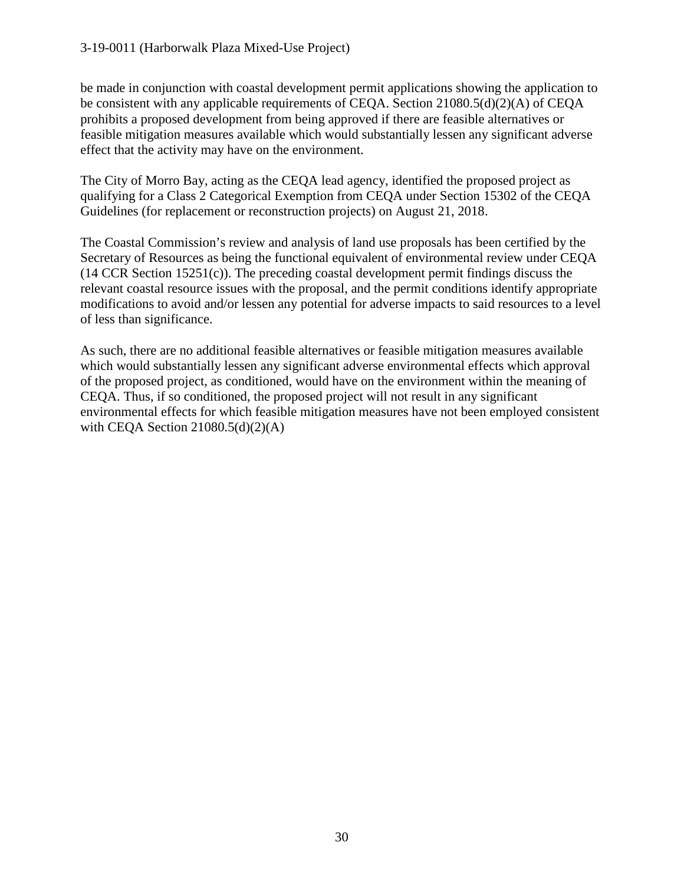be made in conjunction with coastal development permit applications showing the application to be consistent with any applicable requirements of CEQA. Section 21080.5(d)(2)(A) of CEQA prohibits a proposed development from being approved if there are feasible alternatives or feasible mitigation measures available which would substantially lessen any significant adverse effect that the activity may have on the environment.

The City of Morro Bay, acting as the CEQA lead agency, identified the proposed project as qualifying for a Class 2 Categorical Exemption from CEQA under Section 15302 of the CEQA Guidelines (for replacement or reconstruction projects) on August 21, 2018.

The Coastal Commission's review and analysis of land use proposals has been certified by the Secretary of Resources as being the functional equivalent of environmental review under CEQA (14 CCR Section 15251(c)). The preceding coastal development permit findings discuss the relevant coastal resource issues with the proposal, and the permit conditions identify appropriate modifications to avoid and/or lessen any potential for adverse impacts to said resources to a level of less than significance.

As such, there are no additional feasible alternatives or feasible mitigation measures available which would substantially lessen any significant adverse environmental effects which approval of the proposed project, as conditioned, would have on the environment within the meaning of CEQA. Thus, if so conditioned, the proposed project will not result in any significant environmental effects for which feasible mitigation measures have not been employed consistent with CEQA Section 21080.5(d)(2)(A)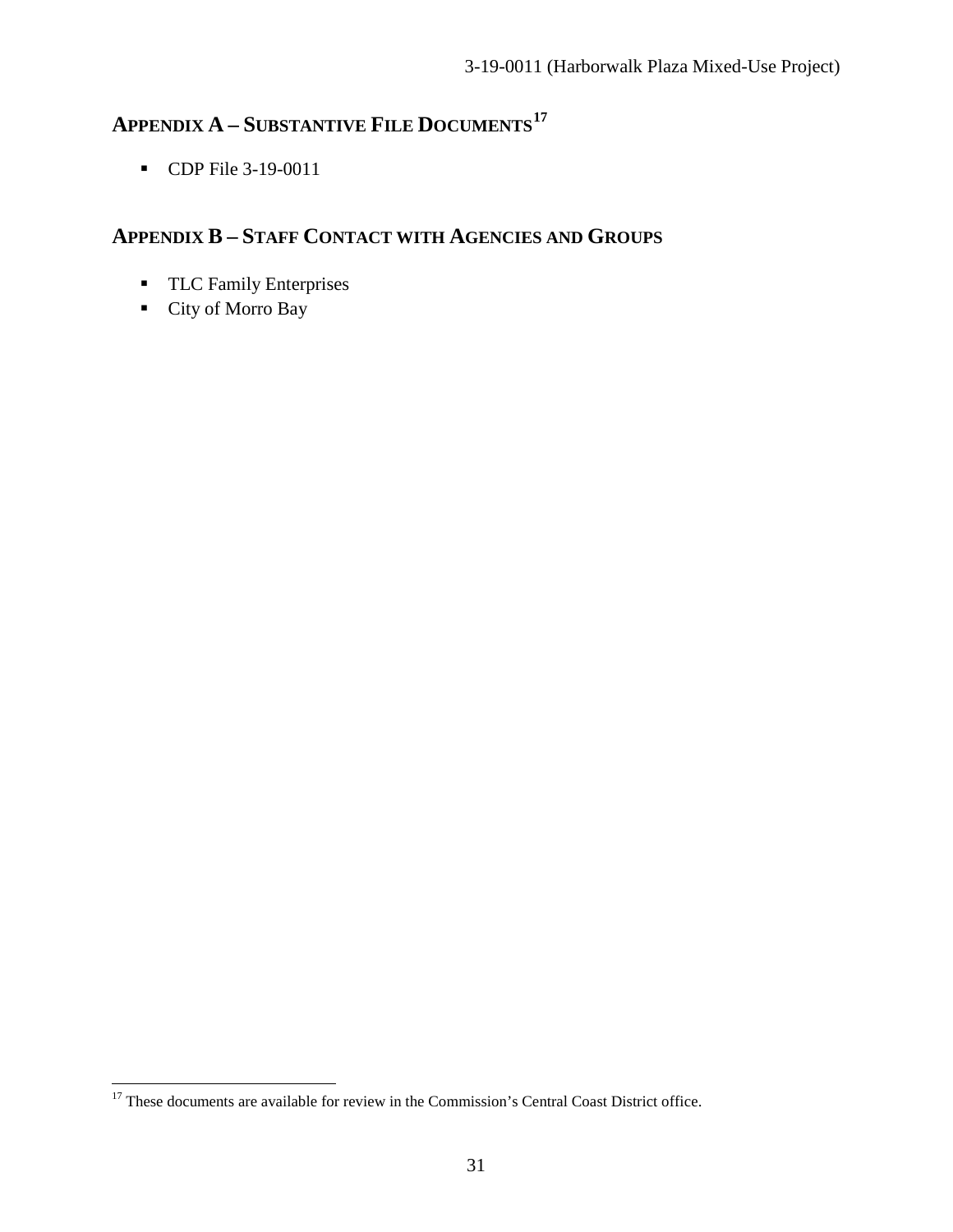## Appendix A – Substantive File Documents[17]

- CDP File 3-19-0011

## Appendix B – Staff Contact with Agencies and Groups

- TLC Family Enterprises
- City of Morro Bay

[17] These documents are available for review in the Commission's Central Coast District office.